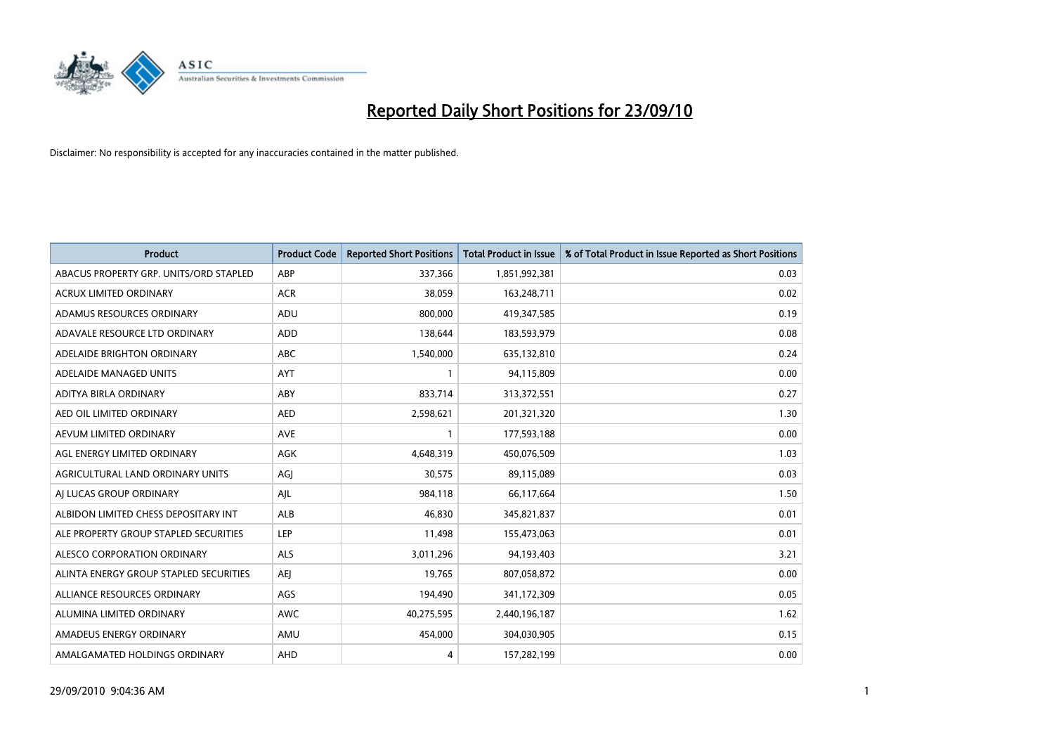# Reported Daily Short Positions for 23/09/10

Disclaimer: No responsibility is accepted for any inaccuracies contained in the matter published.

| Product | Product Code | Reported Short Positions | Total Product in Issue | % of Total Product in Issue Reported as Short Positions |
|---|---|---|---|---|
| ABACUS PROPERTY GRP. UNITS/ORD STAPLED | ABP | 337,366 | 1,851,992,381 | 0.03 |
| ACRUX LIMITED ORDINARY | ACR | 38,059 | 163,248,711 | 0.02 |
| ADAMUS RESOURCES ORDINARY | ADU | 800,000 | 419,347,585 | 0.19 |
| ADAVALE RESOURCE LTD ORDINARY | ADD | 138,644 | 183,593,979 | 0.08 |
| ADELAIDE BRIGHTON ORDINARY | ABC | 1,540,000 | 635,132,810 | 0.24 |
| ADELAIDE MANAGED UNITS | AYT | 1 | 94,115,809 | 0.00 |
| ADITYA BIRLA ORDINARY | ABY | 833,714 | 313,372,551 | 0.27 |
| AED OIL LIMITED ORDINARY | AED | 2,598,621 | 201,321,320 | 1.30 |
| AEVUM LIMITED ORDINARY | AVE | 1 | 177,593,188 | 0.00 |
| AGL ENERGY LIMITED ORDINARY | AGK | 4,648,319 | 450,076,509 | 1.03 |
| AGRICULTURAL LAND ORDINARY UNITS | AGJ | 30,575 | 89,115,089 | 0.03 |
| AJ LUCAS GROUP ORDINARY | AJL | 984,118 | 66,117,664 | 1.50 |
| ALBIDON LIMITED CHESS DEPOSITARY INT | ALB | 46,830 | 345,821,837 | 0.01 |
| ALE PROPERTY GROUP STAPLED SECURITIES | LEP | 11,498 | 155,473,063 | 0.01 |
| ALESCO CORPORATION ORDINARY | ALS | 3,011,296 | 94,193,403 | 3.21 |
| ALINTA ENERGY GROUP STAPLED SECURITIES | AEJ | 19,765 | 807,058,872 | 0.00 |
| ALLIANCE RESOURCES ORDINARY | AGS | 194,490 | 341,172,309 | 0.05 |
| ALUMINA LIMITED ORDINARY | AWC | 40,275,595 | 2,440,196,187 | 1.62 |
| AMADEUS ENERGY ORDINARY | AMU | 454,000 | 304,030,905 | 0.15 |
| AMALGAMATED HOLDINGS ORDINARY | AHD | 4 | 157,282,199 | 0.00 |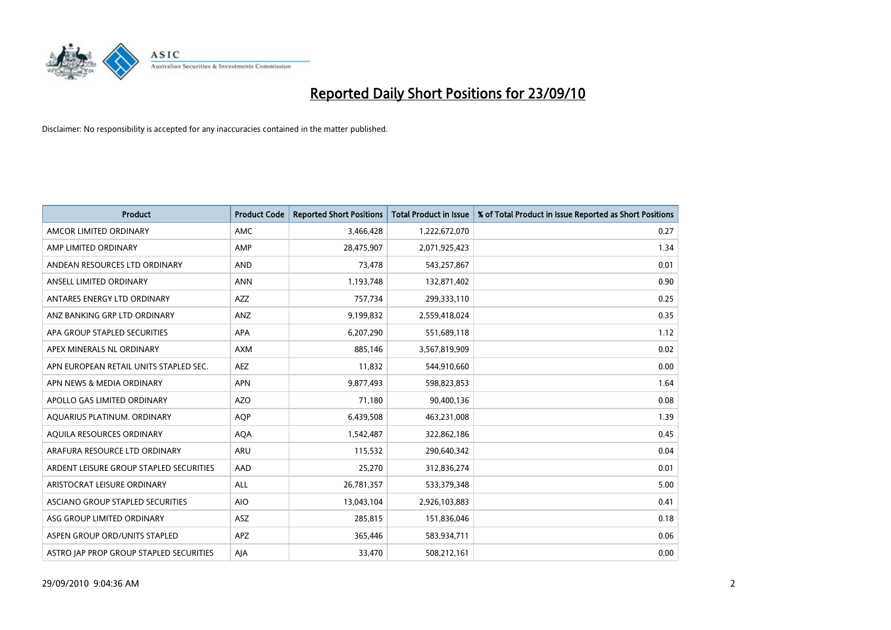# Reported Daily Short Positions for 23/09/10

Disclaimer: No responsibility is accepted for any inaccuracies contained in the matter published.

| Product | Product Code | Reported Short Positions | Total Product in Issue | % of Total Product in Issue Reported as Short Positions |
|---|---|---|---|---|
| AMCOR LIMITED ORDINARY | AMC | 3,466,428 | 1,222,672,070 | 0.27 |
| AMP LIMITED ORDINARY | AMP | 28,475,907 | 2,071,925,423 | 1.34 |
| ANDEAN RESOURCES LTD ORDINARY | AND | 73,478 | 543,257,867 | 0.01 |
| ANSELL LIMITED ORDINARY | ANN | 1,193,748 | 132,871,402 | 0.90 |
| ANTARES ENERGY LTD ORDINARY | AZZ | 757,734 | 299,333,110 | 0.25 |
| ANZ BANKING GRP LTD ORDINARY | ANZ | 9,199,832 | 2,559,418,024 | 0.35 |
| APA GROUP STAPLED SECURITIES | APA | 6,207,290 | 551,689,118 | 1.12 |
| APEX MINERALS NL ORDINARY | AXM | 885,146 | 3,567,819,909 | 0.02 |
| APN EUROPEAN RETAIL UNITS STAPLED SEC. | AEZ | 11,832 | 544,910,660 | 0.00 |
| APN NEWS & MEDIA ORDINARY | APN | 9,877,493 | 598,823,853 | 1.64 |
| APOLLO GAS LIMITED ORDINARY | AZO | 71,180 | 90,400,136 | 0.08 |
| AQUARIUS PLATINUM. ORDINARY | AQP | 6,439,508 | 463,231,008 | 1.39 |
| AQUILA RESOURCES ORDINARY | AQA | 1,542,487 | 322,862,186 | 0.45 |
| ARAFURA RESOURCE LTD ORDINARY | ARU | 115,532 | 290,640,342 | 0.04 |
| ARDENT LEISURE GROUP STAPLED SECURITIES | AAD | 25,270 | 312,836,274 | 0.01 |
| ARISTOCRAT LEISURE ORDINARY | ALL | 26,781,357 | 533,379,348 | 5.00 |
| ASCIANO GROUP STAPLED SECURITIES | AIO | 13,043,104 | 2,926,103,883 | 0.41 |
| ASG GROUP LIMITED ORDINARY | ASZ | 285,815 | 151,836,046 | 0.18 |
| ASPEN GROUP ORD/UNITS STAPLED | APZ | 365,446 | 583,934,711 | 0.06 |
| ASTRO JAP PROP GROUP STAPLED SECURITIES | AJA | 33,470 | 508,212,161 | 0.00 |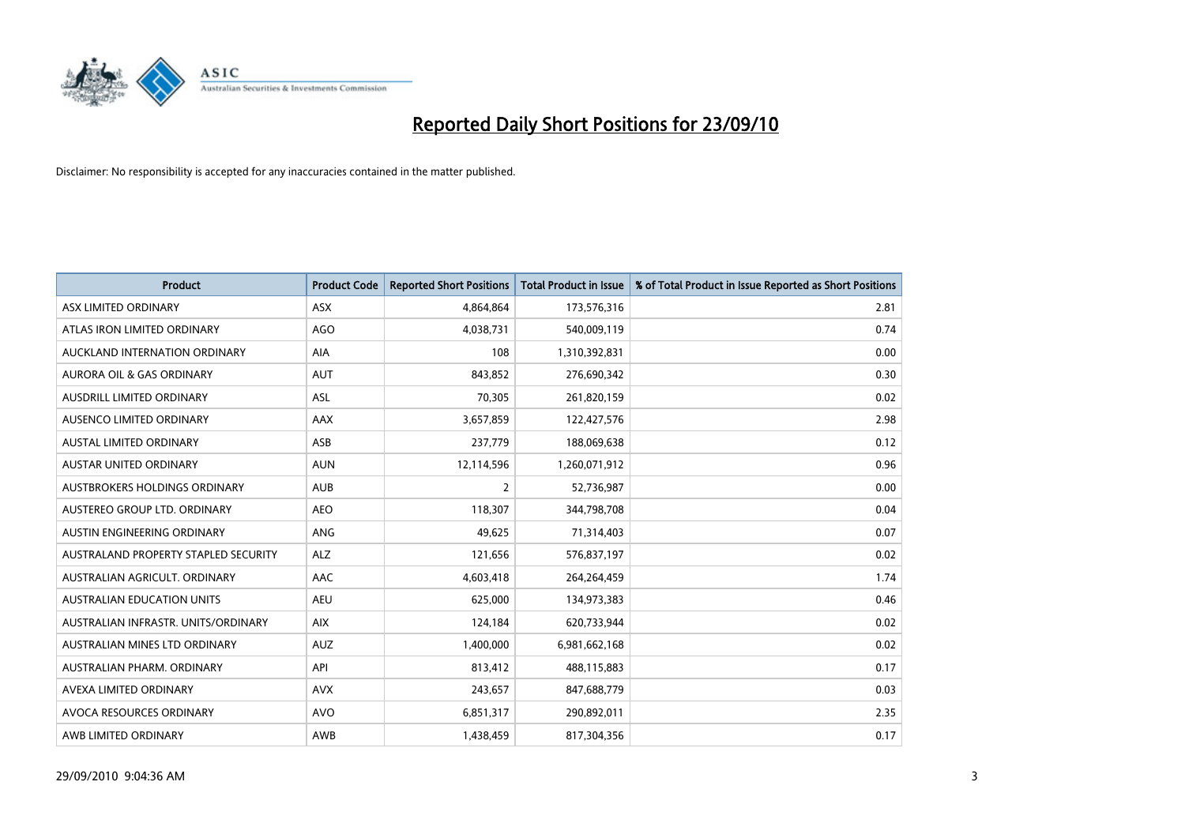# Reported Daily Short Positions for 23/09/10

Disclaimer: No responsibility is accepted for any inaccuracies contained in the matter published.

| Product | Product Code | Reported Short Positions | Total Product in Issue | % of Total Product in Issue Reported as Short Positions |
|---|---|---|---|---|
| ASX LIMITED ORDINARY | ASX | 4,864,864 | 173,576,316 | 2.81 |
| ATLAS IRON LIMITED ORDINARY | AGO | 4,038,731 | 540,009,119 | 0.74 |
| AUCKLAND INTERNATION ORDINARY | AIA | 108 | 1,310,392,831 | 0.00 |
| AURORA OIL & GAS ORDINARY | AUT | 843,852 | 276,690,342 | 0.30 |
| AUSDRILL LIMITED ORDINARY | ASL | 70,305 | 261,820,159 | 0.02 |
| AUSENCO LIMITED ORDINARY | AAX | 3,657,859 | 122,427,576 | 2.98 |
| AUSTAL LIMITED ORDINARY | ASB | 237,779 | 188,069,638 | 0.12 |
| AUSTAR UNITED ORDINARY | AUN | 12,114,596 | 1,260,071,912 | 0.96 |
| AUSTBROKERS HOLDINGS ORDINARY | AUB | 2 | 52,736,987 | 0.00 |
| AUSTEREO GROUP LTD. ORDINARY | AEO | 118,307 | 344,798,708 | 0.04 |
| AUSTIN ENGINEERING ORDINARY | ANG | 49,625 | 71,314,403 | 0.07 |
| AUSTRALAND PROPERTY STAPLED SECURITY | ALZ | 121,656 | 576,837,197 | 0.02 |
| AUSTRALIAN AGRICULT. ORDINARY | AAC | 4,603,418 | 264,264,459 | 1.74 |
| AUSTRALIAN EDUCATION UNITS | AEU | 625,000 | 134,973,383 | 0.46 |
| AUSTRALIAN INFRASTR. UNITS/ORDINARY | AIX | 124,184 | 620,733,944 | 0.02 |
| AUSTRALIAN MINES LTD ORDINARY | AUZ | 1,400,000 | 6,981,662,168 | 0.02 |
| AUSTRALIAN PHARM. ORDINARY | API | 813,412 | 488,115,883 | 0.17 |
| AVEXA LIMITED ORDINARY | AVX | 243,657 | 847,688,779 | 0.03 |
| AVOCA RESOURCES ORDINARY | AVO | 6,851,317 | 290,892,011 | 2.35 |
| AWB LIMITED ORDINARY | AWB | 1,438,459 | 817,304,356 | 0.17 |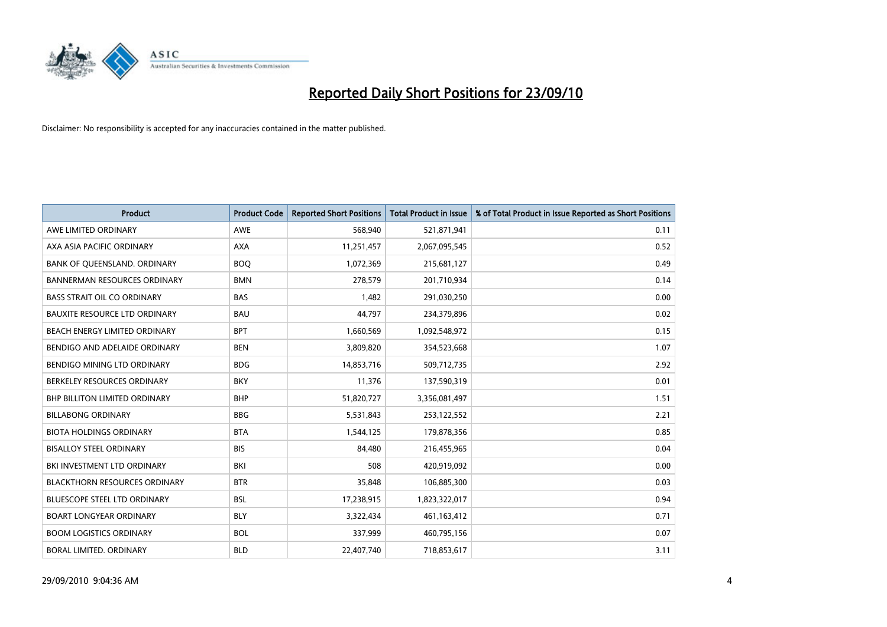# Reported Daily Short Positions for 23/09/10

Disclaimer: No responsibility is accepted for any inaccuracies contained in the matter published.

| Product | Product Code | Reported Short Positions | Total Product in Issue | % of Total Product in Issue Reported as Short Positions |
| --- | --- | --- | --- | --- |
| AWE LIMITED ORDINARY | AWE | 568,940 | 521,871,941 | 0.11 |
| AXA ASIA PACIFIC ORDINARY | AXA | 11,251,457 | 2,067,095,545 | 0.52 |
| BANK OF QUEENSLAND. ORDINARY | BOQ | 1,072,369 | 215,681,127 | 0.49 |
| BANNERMAN RESOURCES ORDINARY | BMN | 278,579 | 201,710,934 | 0.14 |
| BASS STRAIT OIL CO ORDINARY | BAS | 1,482 | 291,030,250 | 0.00 |
| BAUXITE RESOURCE LTD ORDINARY | BAU | 44,797 | 234,379,896 | 0.02 |
| BEACH ENERGY LIMITED ORDINARY | BPT | 1,660,569 | 1,092,548,972 | 0.15 |
| BENDIGO AND ADELAIDE ORDINARY | BEN | 3,809,820 | 354,523,668 | 1.07 |
| BENDIGO MINING LTD ORDINARY | BDG | 14,853,716 | 509,712,735 | 2.92 |
| BERKELEY RESOURCES ORDINARY | BKY | 11,376 | 137,590,319 | 0.01 |
| BHP BILLITON LIMITED ORDINARY | BHP | 51,820,727 | 3,356,081,497 | 1.51 |
| BILLABONG ORDINARY | BBG | 5,531,843 | 253,122,552 | 2.21 |
| BIOTA HOLDINGS ORDINARY | BTA | 1,544,125 | 179,878,356 | 0.85 |
| BISALLOY STEEL ORDINARY | BIS | 84,480 | 216,455,965 | 0.04 |
| BKI INVESTMENT LTD ORDINARY | BKI | 508 | 420,919,092 | 0.00 |
| BLACKTHORN RESOURCES ORDINARY | BTR | 35,848 | 106,885,300 | 0.03 |
| BLUESCOPE STEEL LTD ORDINARY | BSL | 17,238,915 | 1,823,322,017 | 0.94 |
| BOART LONGYEAR ORDINARY | BLY | 3,322,434 | 461,163,412 | 0.71 |
| BOOM LOGISTICS ORDINARY | BOL | 337,999 | 460,795,156 | 0.07 |
| BORAL LIMITED. ORDINARY | BLD | 22,407,740 | 718,853,617 | 3.11 |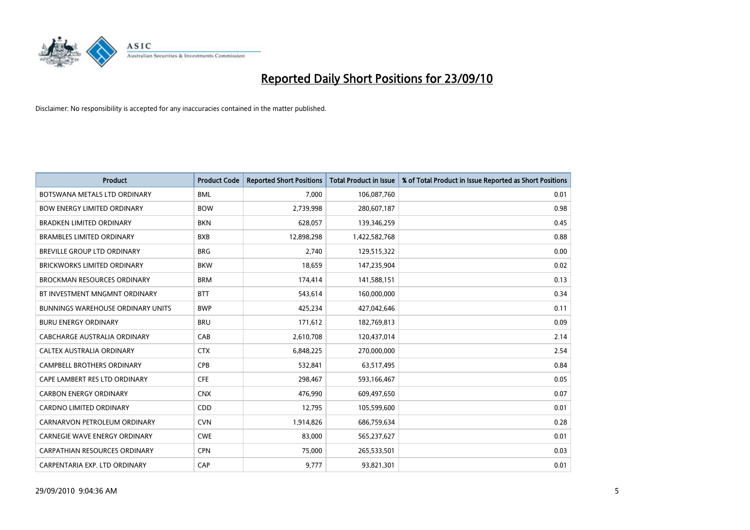# Reported Daily Short Positions for 23/09/10

Disclaimer: No responsibility is accepted for any inaccuracies contained in the matter published.

| Product | Product Code | Reported Short Positions | Total Product in Issue | % of Total Product in Issue Reported as Short Positions |
|---|---|---|---|---|
| BOTSWANA METALS LTD ORDINARY | BML | 7,000 | 106,087,760 | 0.01 |
| BOW ENERGY LIMITED ORDINARY | BOW | 2,739,998 | 280,607,187 | 0.98 |
| BRADKEN LIMITED ORDINARY | BKN | 628,057 | 139,346,259 | 0.45 |
| BRAMBLES LIMITED ORDINARY | BXB | 12,898,298 | 1,422,582,768 | 0.88 |
| BREVILLE GROUP LTD ORDINARY | BRG | 2,740 | 129,515,322 | 0.00 |
| BRICKWORKS LIMITED ORDINARY | BKW | 18,659 | 147,235,904 | 0.02 |
| BROCKMAN RESOURCES ORDINARY | BRM | 174,414 | 141,588,151 | 0.13 |
| BT INVESTMENT MNGMNT ORDINARY | BTT | 543,614 | 160,000,000 | 0.34 |
| BUNNINGS WAREHOUSE ORDINARY UNITS | BWP | 425,234 | 427,042,646 | 0.11 |
| BURU ENERGY ORDINARY | BRU | 171,612 | 182,769,813 | 0.09 |
| CABCHARGE AUSTRALIA ORDINARY | CAB | 2,610,708 | 120,437,014 | 2.14 |
| CALTEX AUSTRALIA ORDINARY | CTX | 6,848,225 | 270,000,000 | 2.54 |
| CAMPBELL BROTHERS ORDINARY | CPB | 532,841 | 63,517,495 | 0.84 |
| CAPE LAMBERT RES LTD ORDINARY | CFE | 298,467 | 593,166,467 | 0.05 |
| CARBON ENERGY ORDINARY | CNX | 476,990 | 609,497,650 | 0.07 |
| CARDNO LIMITED ORDINARY | CDD | 12,795 | 105,599,600 | 0.01 |
| CARNARVON PETROLEUM ORDINARY | CVN | 1,914,826 | 686,759,634 | 0.28 |
| CARNEGIE WAVE ENERGY ORDINARY | CWE | 83,000 | 565,237,627 | 0.01 |
| CARPATHIAN RESOURCES ORDINARY | CPN | 75,000 | 265,533,501 | 0.03 |
| CARPENTARIA EXP. LTD ORDINARY | CAP | 9,777 | 93,821,301 | 0.01 |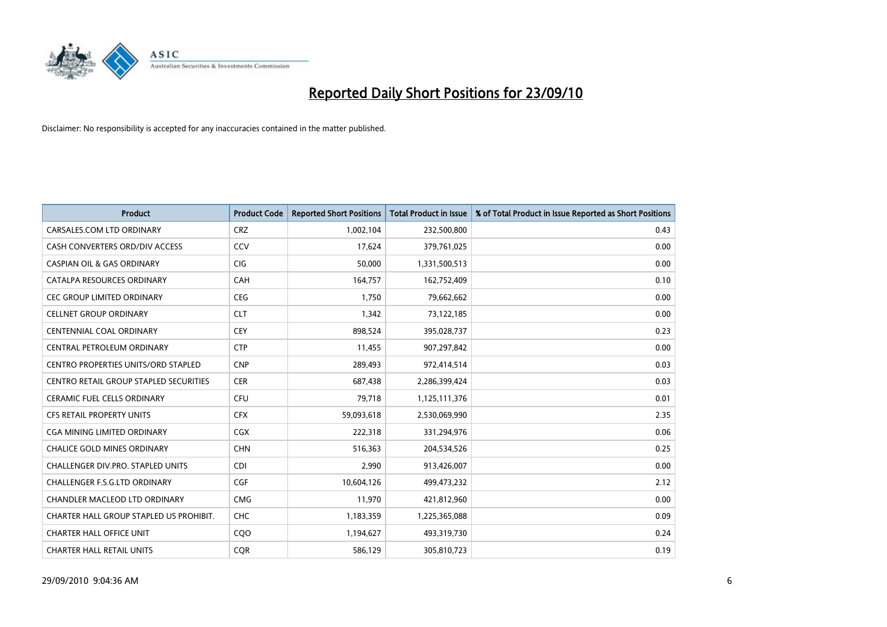# Reported Daily Short Positions for 23/09/10

Disclaimer: No responsibility is accepted for any inaccuracies contained in the matter published.

| Product | Product Code | Reported Short Positions | Total Product in Issue | % of Total Product in Issue Reported as Short Positions |
|---|---|---|---|---|
| CARSALES.COM LTD ORDINARY | CRZ | 1,002,104 | 232,500,800 | 0.43 |
| CASH CONVERTERS ORD/DIV ACCESS | CCV | 17,624 | 379,761,025 | 0.00 |
| CASPIAN OIL & GAS ORDINARY | CIG | 50,000 | 1,331,500,513 | 0.00 |
| CATALPA RESOURCES ORDINARY | CAH | 164,757 | 162,752,409 | 0.10 |
| CEC GROUP LIMITED ORDINARY | CEG | 1,750 | 79,662,662 | 0.00 |
| CELLNET GROUP ORDINARY | CLT | 1,342 | 73,122,185 | 0.00 |
| CENTENNIAL COAL ORDINARY | CEY | 898,524 | 395,028,737 | 0.23 |
| CENTRAL PETROLEUM ORDINARY | CTP | 11,455 | 907,297,842 | 0.00 |
| CENTRO PROPERTIES UNITS/ORD STAPLED | CNP | 289,493 | 972,414,514 | 0.03 |
| CENTRO RETAIL GROUP STAPLED SECURITIES | CER | 687,438 | 2,286,399,424 | 0.03 |
| CERAMIC FUEL CELLS ORDINARY | CFU | 79,718 | 1,125,111,376 | 0.01 |
| CFS RETAIL PROPERTY UNITS | CFX | 59,093,618 | 2,530,069,990 | 2.35 |
| CGA MINING LIMITED ORDINARY | CGX | 222,318 | 331,294,976 | 0.06 |
| CHALICE GOLD MINES ORDINARY | CHN | 516,363 | 204,534,526 | 0.25 |
| CHALLENGER DIV.PRO. STAPLED UNITS | CDI | 2,990 | 913,426,007 | 0.00 |
| CHALLENGER F.S.G.LTD ORDINARY | CGF | 10,604,126 | 499,473,232 | 2.12 |
| CHANDLER MACLEOD LTD ORDINARY | CMG | 11,970 | 421,812,960 | 0.00 |
| CHARTER HALL GROUP STAPLED US PROHIBIT. | CHC | 1,183,359 | 1,225,365,088 | 0.09 |
| CHARTER HALL OFFICE UNIT | CQO | 1,194,627 | 493,319,730 | 0.24 |
| CHARTER HALL RETAIL UNITS | CQR | 586,129 | 305,810,723 | 0.19 |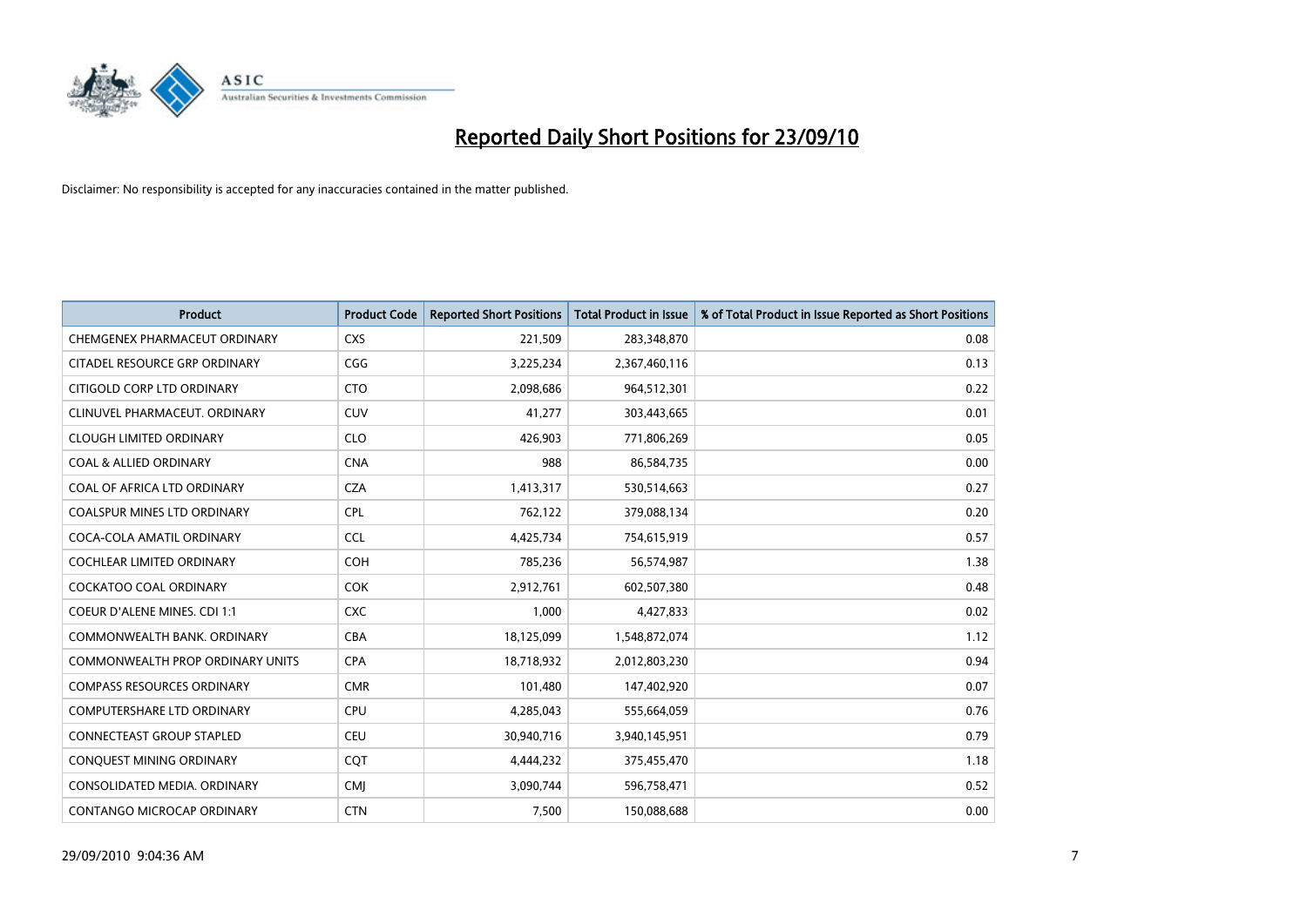# Reported Daily Short Positions for 23/09/10

Disclaimer: No responsibility is accepted for any inaccuracies contained in the matter published.

| Product | Product Code | Reported Short Positions | Total Product in Issue | % of Total Product in Issue Reported as Short Positions |
|---|---|---|---|---|
| CHEMGENEX PHARMACEUT ORDINARY | CXS | 221,509 | 283,348,870 | 0.08 |
| CITADEL RESOURCE GRP ORDINARY | CGG | 3,225,234 | 2,367,460,116 | 0.13 |
| CITIGOLD CORP LTD ORDINARY | CTO | 2,098,686 | 964,512,301 | 0.22 |
| CLINUVEL PHARMACEUT. ORDINARY | CUV | 41,277 | 303,443,665 | 0.01 |
| CLOUGH LIMITED ORDINARY | CLO | 426,903 | 771,806,269 | 0.05 |
| COAL & ALLIED ORDINARY | CNA | 988 | 86,584,735 | 0.00 |
| COAL OF AFRICA LTD ORDINARY | CZA | 1,413,317 | 530,514,663 | 0.27 |
| COALSPUR MINES LTD ORDINARY | CPL | 762,122 | 379,088,134 | 0.20 |
| COCA-COLA AMATIL ORDINARY | CCL | 4,425,734 | 754,615,919 | 0.57 |
| COCHLEAR LIMITED ORDINARY | COH | 785,236 | 56,574,987 | 1.38 |
| COCKATOO COAL ORDINARY | COK | 2,912,761 | 602,507,380 | 0.48 |
| COEUR D'ALENE MINES. CDI 1:1 | CXC | 1,000 | 4,427,833 | 0.02 |
| COMMONWEALTH BANK. ORDINARY | CBA | 18,125,099 | 1,548,872,074 | 1.12 |
| COMMONWEALTH PROP ORDINARY UNITS | CPA | 18,718,932 | 2,012,803,230 | 0.94 |
| COMPASS RESOURCES ORDINARY | CMR | 101,480 | 147,402,920 | 0.07 |
| COMPUTERSHARE LTD ORDINARY | CPU | 4,285,043 | 555,664,059 | 0.76 |
| CONNECTEAST GROUP STAPLED | CEU | 30,940,716 | 3,940,145,951 | 0.79 |
| CONQUEST MINING ORDINARY | CQT | 4,444,232 | 375,455,470 | 1.18 |
| CONSOLIDATED MEDIA. ORDINARY | CMJ | 3,090,744 | 596,758,471 | 0.52 |
| CONTANGO MICROCAP ORDINARY | CTN | 7,500 | 150,088,688 | 0.00 |

29/09/2010 9:04:36 AM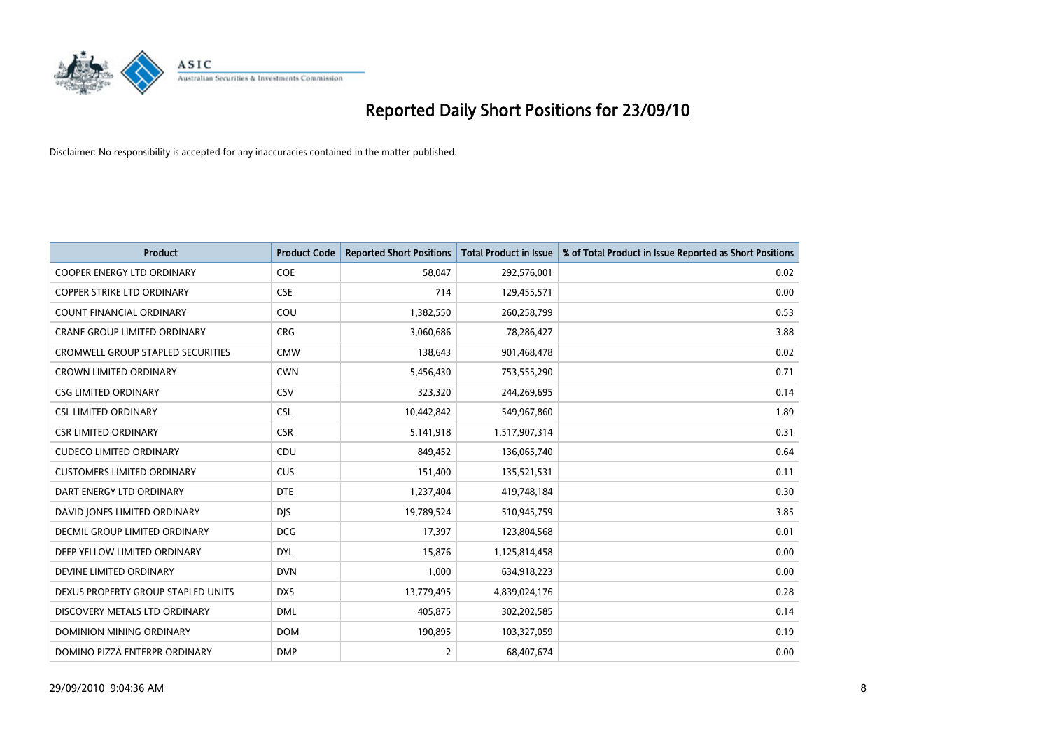# Reported Daily Short Positions for 23/09/10

Disclaimer: No responsibility is accepted for any inaccuracies contained in the matter published.

| Product | Product Code | Reported Short Positions | Total Product in Issue | % of Total Product in Issue Reported as Short Positions |
|---|---|---|---|---|
| COOPER ENERGY LTD ORDINARY | COE | 58,047 | 292,576,001 | 0.02 |
| COPPER STRIKE LTD ORDINARY | CSE | 714 | 129,455,571 | 0.00 |
| COUNT FINANCIAL ORDINARY | COU | 1,382,550 | 260,258,799 | 0.53 |
| CRANE GROUP LIMITED ORDINARY | CRG | 3,060,686 | 78,286,427 | 3.88 |
| CROMWELL GROUP STAPLED SECURITIES | CMW | 138,643 | 901,468,478 | 0.02 |
| CROWN LIMITED ORDINARY | CWN | 5,456,430 | 753,555,290 | 0.71 |
| CSG LIMITED ORDINARY | CSV | 323,320 | 244,269,695 | 0.14 |
| CSL LIMITED ORDINARY | CSL | 10,442,842 | 549,967,860 | 1.89 |
| CSR LIMITED ORDINARY | CSR | 5,141,918 | 1,517,907,314 | 0.31 |
| CUDECO LIMITED ORDINARY | CDU | 849,452 | 136,065,740 | 0.64 |
| CUSTOMERS LIMITED ORDINARY | CUS | 151,400 | 135,521,531 | 0.11 |
| DART ENERGY LTD ORDINARY | DTE | 1,237,404 | 419,748,184 | 0.30 |
| DAVID JONES LIMITED ORDINARY | DJS | 19,789,524 | 510,945,759 | 3.85 |
| DECMIL GROUP LIMITED ORDINARY | DCG | 17,397 | 123,804,568 | 0.01 |
| DEEP YELLOW LIMITED ORDINARY | DYL | 15,876 | 1,125,814,458 | 0.00 |
| DEVINE LIMITED ORDINARY | DVN | 1,000 | 634,918,223 | 0.00 |
| DEXUS PROPERTY GROUP STAPLED UNITS | DXS | 13,779,495 | 4,839,024,176 | 0.28 |
| DISCOVERY METALS LTD ORDINARY | DML | 405,875 | 302,202,585 | 0.14 |
| DOMINION MINING ORDINARY | DOM | 190,895 | 103,327,059 | 0.19 |
| DOMINO PIZZA ENTERPR ORDINARY | DMP | 2 | 68,407,674 | 0.00 |

29/09/2010 9:04:36 AM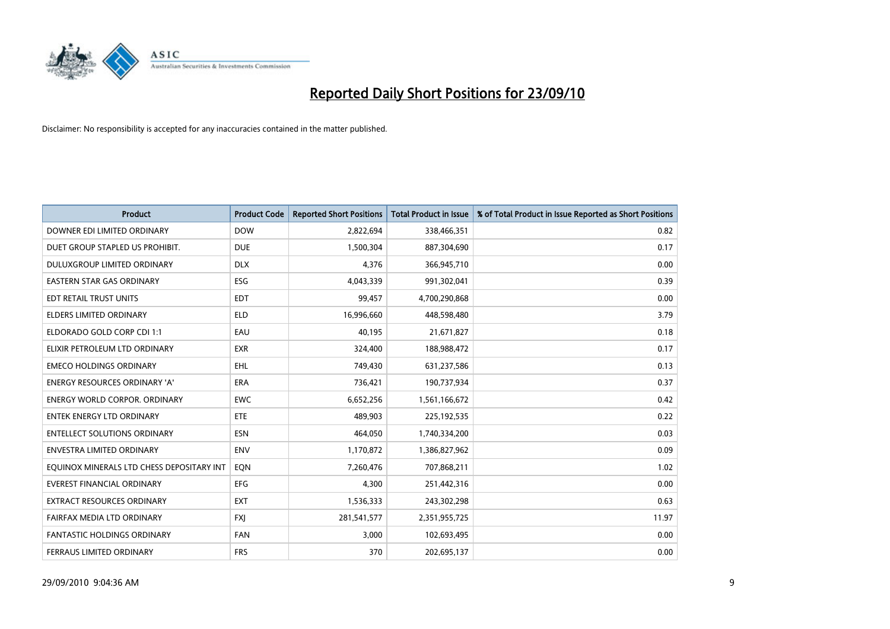# Reported Daily Short Positions for 23/09/10

Disclaimer: No responsibility is accepted for any inaccuracies contained in the matter published.

| Product | Product Code | Reported Short Positions | Total Product in Issue | % of Total Product in Issue Reported as Short Positions |
|---|---|---|---|---|
| DOWNER EDI LIMITED ORDINARY | DOW | 2,822,694 | 338,466,351 | 0.82 |
| DUET GROUP STAPLED US PROHIBIT. | DUE | 1,500,304 | 887,304,690 | 0.17 |
| DULUXGROUP LIMITED ORDINARY | DLX | 4,376 | 366,945,710 | 0.00 |
| EASTERN STAR GAS ORDINARY | ESG | 4,043,339 | 991,302,041 | 0.39 |
| EDT RETAIL TRUST UNITS | EDT | 99,457 | 4,700,290,868 | 0.00 |
| ELDERS LIMITED ORDINARY | ELD | 16,996,660 | 448,598,480 | 3.79 |
| ELDORADO GOLD CORP CDI 1:1 | EAU | 40,195 | 21,671,827 | 0.18 |
| ELIXIR PETROLEUM LTD ORDINARY | EXR | 324,400 | 188,988,472 | 0.17 |
| EMECO HOLDINGS ORDINARY | EHL | 749,430 | 631,237,586 | 0.13 |
| ENERGY RESOURCES ORDINARY 'A' | ERA | 736,421 | 190,737,934 | 0.37 |
| ENERGY WORLD CORPOR. ORDINARY | EWC | 6,652,256 | 1,561,166,672 | 0.42 |
| ENTEK ENERGY LTD ORDINARY | ETE | 489,903 | 225,192,535 | 0.22 |
| ENTELLECT SOLUTIONS ORDINARY | ESN | 464,050 | 1,740,334,200 | 0.03 |
| ENVESTRA LIMITED ORDINARY | ENV | 1,170,872 | 1,386,827,962 | 0.09 |
| EQUINOX MINERALS LTD CHESS DEPOSITARY INT | EQN | 7,260,476 | 707,868,211 | 1.02 |
| EVEREST FINANCIAL ORDINARY | EFG | 4,300 | 251,442,316 | 0.00 |
| EXTRACT RESOURCES ORDINARY | EXT | 1,536,333 | 243,302,298 | 0.63 |
| FAIRFAX MEDIA LTD ORDINARY | FXJ | 281,541,577 | 2,351,955,725 | 11.97 |
| FANTASTIC HOLDINGS ORDINARY | FAN | 3,000 | 102,693,495 | 0.00 |
| FERRAUS LIMITED ORDINARY | FRS | 370 | 202,695,137 | 0.00 |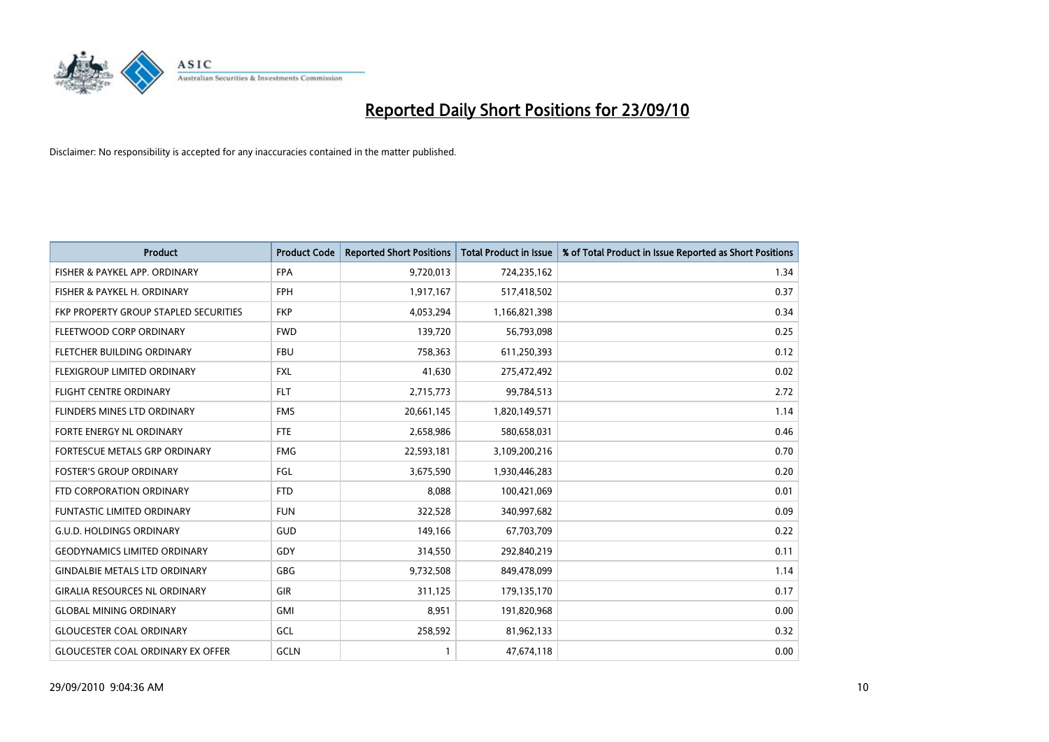# Reported Daily Short Positions for 23/09/10

Disclaimer: No responsibility is accepted for any inaccuracies contained in the matter published.

| Product | Product Code | Reported Short Positions | Total Product in Issue | % of Total Product in Issue Reported as Short Positions |
|---|---|---|---|---|
| FISHER & PAYKEL APP. ORDINARY | FPA | 9,720,013 | 724,235,162 | 1.34 |
| FISHER & PAYKEL H. ORDINARY | FPH | 1,917,167 | 517,418,502 | 0.37 |
| FKP PROPERTY GROUP STAPLED SECURITIES | FKP | 4,053,294 | 1,166,821,398 | 0.34 |
| FLEETWOOD CORP ORDINARY | FWD | 139,720 | 56,793,098 | 0.25 |
| FLETCHER BUILDING ORDINARY | FBU | 758,363 | 611,250,393 | 0.12 |
| FLEXIGROUP LIMITED ORDINARY | FXL | 41,630 | 275,472,492 | 0.02 |
| FLIGHT CENTRE ORDINARY | FLT | 2,715,773 | 99,784,513 | 2.72 |
| FLINDERS MINES LTD ORDINARY | FMS | 20,661,145 | 1,820,149,571 | 1.14 |
| FORTE ENERGY NL ORDINARY | FTE | 2,658,986 | 580,658,031 | 0.46 |
| FORTESCUE METALS GRP ORDINARY | FMG | 22,593,181 | 3,109,200,216 | 0.70 |
| FOSTER'S GROUP ORDINARY | FGL | 3,675,590 | 1,930,446,283 | 0.20 |
| FTD CORPORATION ORDINARY | FTD | 8,088 | 100,421,069 | 0.01 |
| FUNTASTIC LIMITED ORDINARY | FUN | 322,528 | 340,997,682 | 0.09 |
| G.U.D. HOLDINGS ORDINARY | GUD | 149,166 | 67,703,709 | 0.22 |
| GEODYNAMICS LIMITED ORDINARY | GDY | 314,550 | 292,840,219 | 0.11 |
| GINDALBIE METALS LTD ORDINARY | GBG | 9,732,508 | 849,478,099 | 1.14 |
| GIRALIA RESOURCES NL ORDINARY | GIR | 311,125 | 179,135,170 | 0.17 |
| GLOBAL MINING ORDINARY | GMI | 8,951 | 191,820,968 | 0.00 |
| GLOUCESTER COAL ORDINARY | GCL | 258,592 | 81,962,133 | 0.32 |
| GLOUCESTER COAL ORDINARY EX OFFER | GCLN | 1 | 47,674,118 | 0.00 |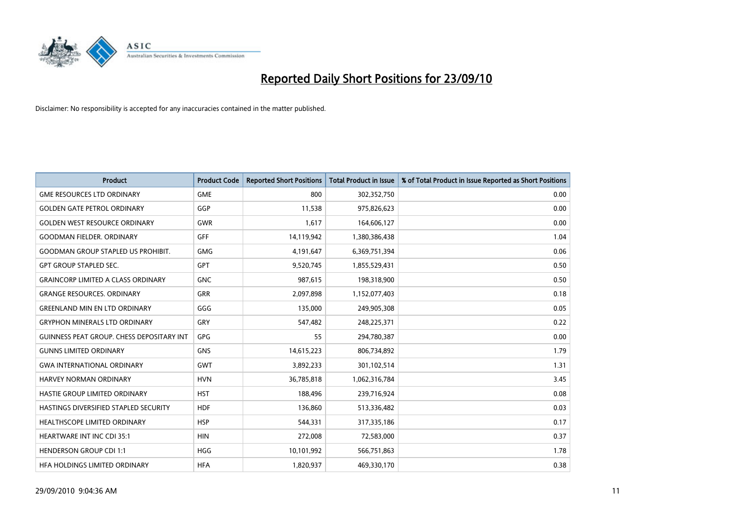# Reported Daily Short Positions for 23/09/10

Disclaimer: No responsibility is accepted for any inaccuracies contained in the matter published.

| Product | Product Code | Reported Short Positions | Total Product in Issue | % of Total Product in Issue Reported as Short Positions |
|---|---|---|---|---|
| GME RESOURCES LTD ORDINARY | GME | 800 | 302,352,750 | 0.00 |
| GOLDEN GATE PETROL ORDINARY | GGP | 11,538 | 975,826,623 | 0.00 |
| GOLDEN WEST RESOURCE ORDINARY | GWR | 1,617 | 164,606,127 | 0.00 |
| GOODMAN FIELDER. ORDINARY | GFF | 14,119,942 | 1,380,386,438 | 1.04 |
| GOODMAN GROUP STAPLED US PROHIBIT. | GMG | 4,191,647 | 6,369,751,394 | 0.06 |
| GPT GROUP STAPLED SEC. | GPT | 9,520,745 | 1,855,529,431 | 0.50 |
| GRAINCORP LIMITED A CLASS ORDINARY | GNC | 987,615 | 198,318,900 | 0.50 |
| GRANGE RESOURCES. ORDINARY | GRR | 2,097,898 | 1,152,077,403 | 0.18 |
| GREENLAND MIN EN LTD ORDINARY | GGG | 135,000 | 249,905,308 | 0.05 |
| GRYPHON MINERALS LTD ORDINARY | GRY | 547,482 | 248,225,371 | 0.22 |
| GUINNESS PEAT GROUP. CHESS DEPOSITARY INT | GPG | 55 | 294,780,387 | 0.00 |
| GUNNS LIMITED ORDINARY | GNS | 14,615,223 | 806,734,892 | 1.79 |
| GWA INTERNATIONAL ORDINARY | GWT | 3,892,233 | 301,102,514 | 1.31 |
| HARVEY NORMAN ORDINARY | HVN | 36,785,818 | 1,062,316,784 | 3.45 |
| HASTIE GROUP LIMITED ORDINARY | HST | 188,496 | 239,716,924 | 0.08 |
| HASTINGS DIVERSIFIED STAPLED SECURITY | HDF | 136,860 | 513,336,482 | 0.03 |
| HEALTHSCOPE LIMITED ORDINARY | HSP | 544,331 | 317,335,186 | 0.17 |
| HEARTWARE INT INC CDI 35:1 | HIN | 272,008 | 72,583,000 | 0.37 |
| HENDERSON GROUP CDI 1:1 | HGG | 10,101,992 | 566,751,863 | 1.78 |
| HFA HOLDINGS LIMITED ORDINARY | HFA | 1,820,937 | 469,330,170 | 0.38 |

29/09/2010 9:04:36 AM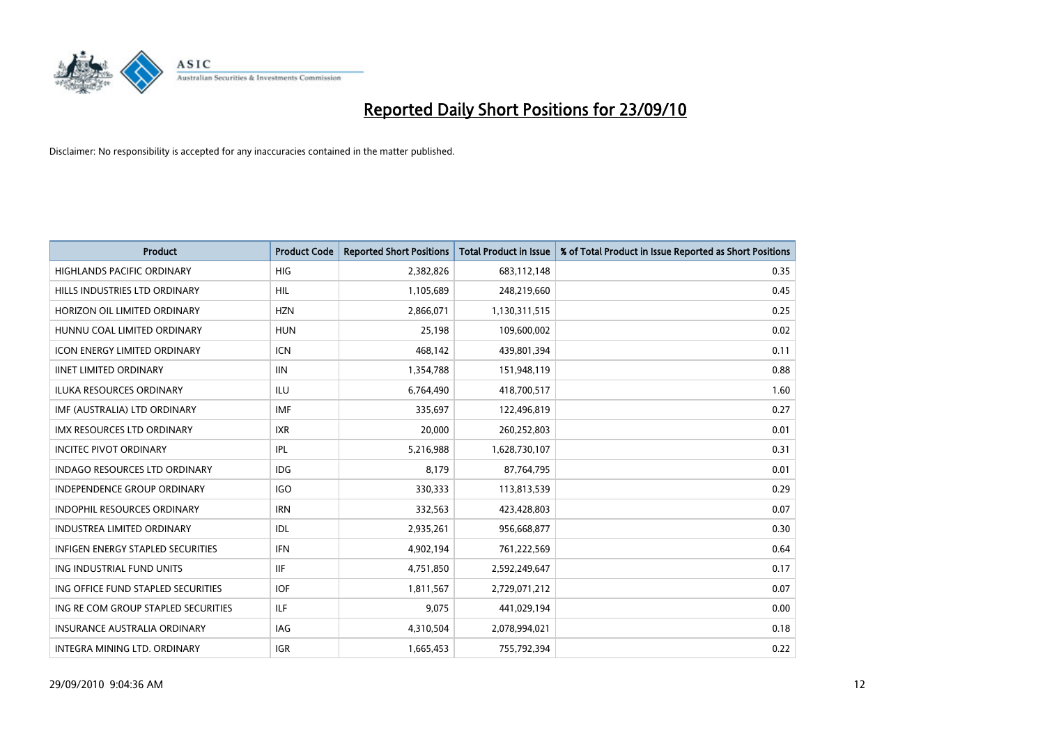# Reported Daily Short Positions for 23/09/10

Disclaimer: No responsibility is accepted for any inaccuracies contained in the matter published.

| Product | Product Code | Reported Short Positions | Total Product in Issue | % of Total Product in Issue Reported as Short Positions |
|---|---|---|---|---|
| HIGHLANDS PACIFIC ORDINARY | HIG | 2,382,826 | 683,112,148 | 0.35 |
| HILLS INDUSTRIES LTD ORDINARY | HIL | 1,105,689 | 248,219,660 | 0.45 |
| HORIZON OIL LIMITED ORDINARY | HZN | 2,866,071 | 1,130,311,515 | 0.25 |
| HUNNU COAL LIMITED ORDINARY | HUN | 25,198 | 109,600,002 | 0.02 |
| ICON ENERGY LIMITED ORDINARY | ICN | 468,142 | 439,801,394 | 0.11 |
| IINET LIMITED ORDINARY | IIN | 1,354,788 | 151,948,119 | 0.88 |
| ILUKA RESOURCES ORDINARY | ILU | 6,764,490 | 418,700,517 | 1.60 |
| IMF (AUSTRALIA) LTD ORDINARY | IMF | 335,697 | 122,496,819 | 0.27 |
| IMX RESOURCES LTD ORDINARY | IXR | 20,000 | 260,252,803 | 0.01 |
| INCITEC PIVOT ORDINARY | IPL | 5,216,988 | 1,628,730,107 | 0.31 |
| INDAGO RESOURCES LTD ORDINARY | IDG | 8,179 | 87,764,795 | 0.01 |
| INDEPENDENCE GROUP ORDINARY | IGO | 330,333 | 113,813,539 | 0.29 |
| INDOPHIL RESOURCES ORDINARY | IRN | 332,563 | 423,428,803 | 0.07 |
| INDUSTREA LIMITED ORDINARY | IDL | 2,935,261 | 956,668,877 | 0.30 |
| INFIGEN ENERGY STAPLED SECURITIES | IFN | 4,902,194 | 761,222,569 | 0.64 |
| ING INDUSTRIAL FUND UNITS | IIF | 4,751,850 | 2,592,249,647 | 0.17 |
| ING OFFICE FUND STAPLED SECURITIES | IOF | 1,811,567 | 2,729,071,212 | 0.07 |
| ING RE COM GROUP STAPLED SECURITIES | ILF | 9,075 | 441,029,194 | 0.00 |
| INSURANCE AUSTRALIA ORDINARY | IAG | 4,310,504 | 2,078,994,021 | 0.18 |
| INTEGRA MINING LTD. ORDINARY | IGR | 1,665,453 | 755,792,394 | 0.22 |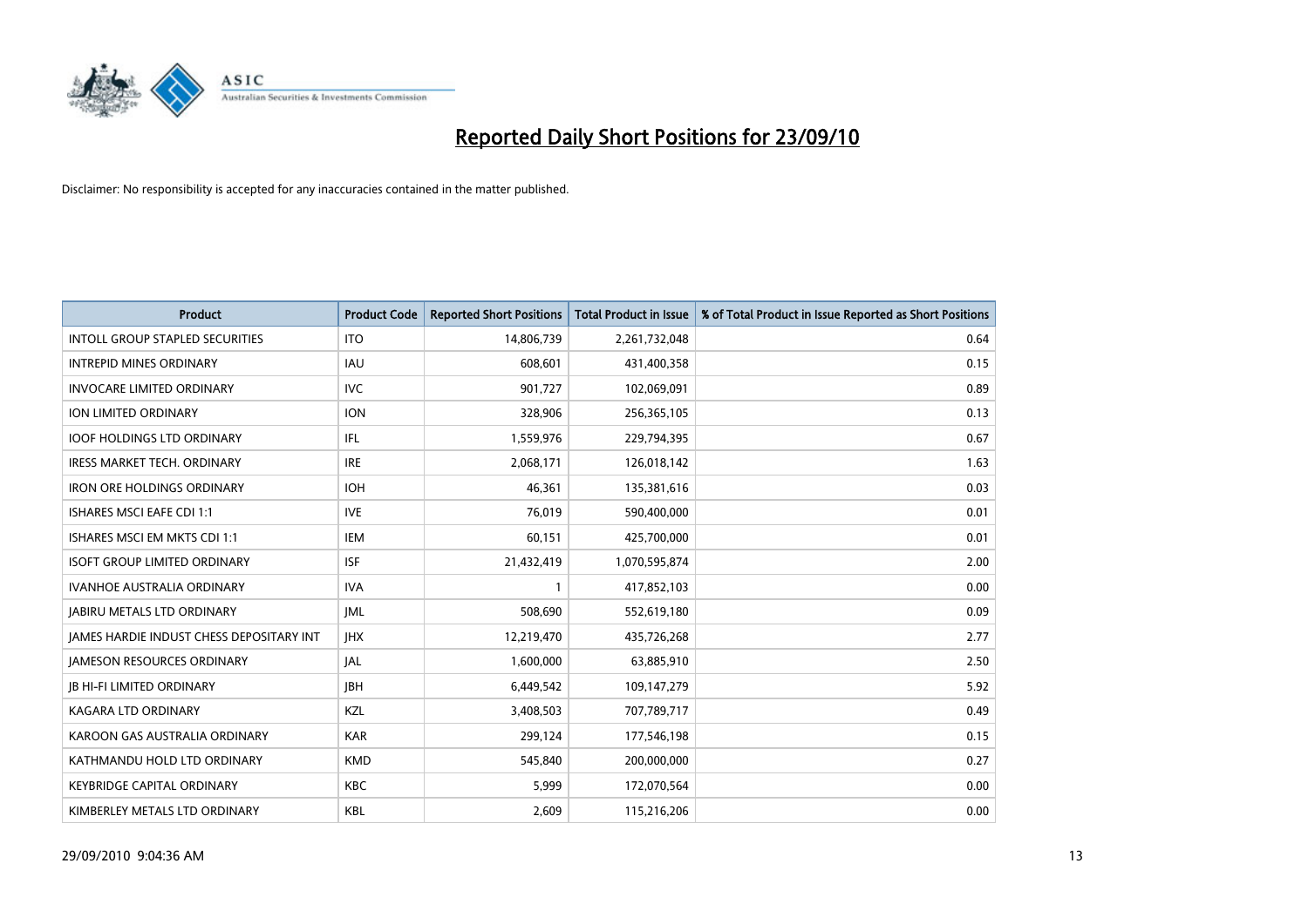# Reported Daily Short Positions for 23/09/10

Disclaimer: No responsibility is accepted for any inaccuracies contained in the matter published.

| Product | Product Code | Reported Short Positions | Total Product in Issue | % of Total Product in Issue Reported as Short Positions |
|---|---|---|---|---|
| INTOLL GROUP STAPLED SECURITIES | ITO | 14,806,739 | 2,261,732,048 | 0.64 |
| INTREPID MINES ORDINARY | IAU | 608,601 | 431,400,358 | 0.15 |
| INVOCARE LIMITED ORDINARY | IVC | 901,727 | 102,069,091 | 0.89 |
| ION LIMITED ORDINARY | ION | 328,906 | 256,365,105 | 0.13 |
| IOOF HOLDINGS LTD ORDINARY | IFL | 1,559,976 | 229,794,395 | 0.67 |
| IRESS MARKET TECH. ORDINARY | IRE | 2,068,171 | 126,018,142 | 1.63 |
| IRON ORE HOLDINGS ORDINARY | IOH | 46,361 | 135,381,616 | 0.03 |
| ISHARES MSCI EAFE CDI 1:1 | IVE | 76,019 | 590,400,000 | 0.01 |
| ISHARES MSCI EM MKTS CDI 1:1 | IEM | 60,151 | 425,700,000 | 0.01 |
| ISOFT GROUP LIMITED ORDINARY | ISF | 21,432,419 | 1,070,595,874 | 2.00 |
| IVANHOE AUSTRALIA ORDINARY | IVA | 1 | 417,852,103 | 0.00 |
| JABIRU METALS LTD ORDINARY | JML | 508,690 | 552,619,180 | 0.09 |
| JAMES HARDIE INDUST CHESS DEPOSITARY INT | JHX | 12,219,470 | 435,726,268 | 2.77 |
| JAMESON RESOURCES ORDINARY | JAL | 1,600,000 | 63,885,910 | 2.50 |
| JB HI-FI LIMITED ORDINARY | JBH | 6,449,542 | 109,147,279 | 5.92 |
| KAGARA LTD ORDINARY | KZL | 3,408,503 | 707,789,717 | 0.49 |
| KAROON GAS AUSTRALIA ORDINARY | KAR | 299,124 | 177,546,198 | 0.15 |
| KATHMANDU HOLD LTD ORDINARY | KMD | 545,840 | 200,000,000 | 0.27 |
| KEYBRIDGE CAPITAL ORDINARY | KBC | 5,999 | 172,070,564 | 0.00 |
| KIMBERLEY METALS LTD ORDINARY | KBL | 2,609 | 115,216,206 | 0.00 |

29/09/2010 9:04:36 AM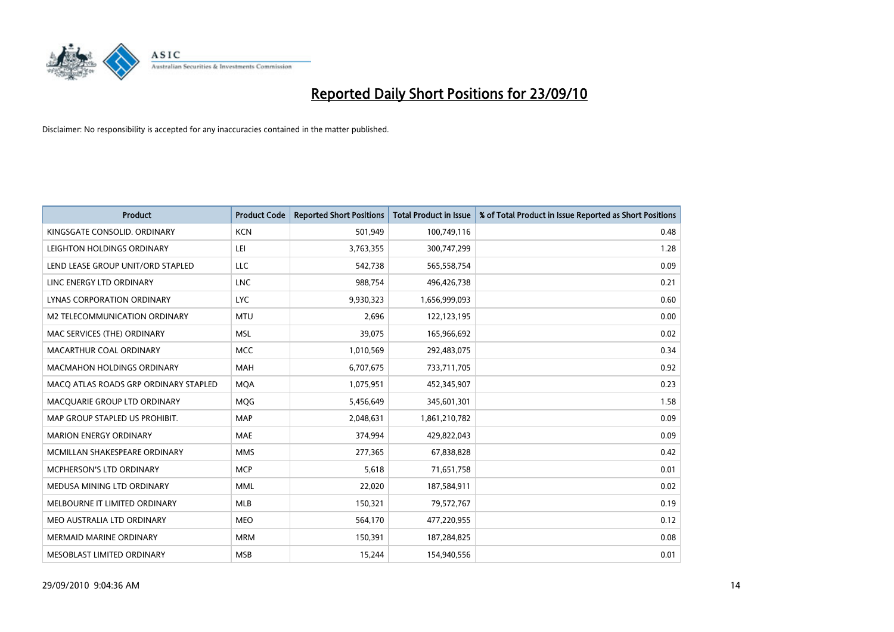# Reported Daily Short Positions for 23/09/10

Disclaimer: No responsibility is accepted for any inaccuracies contained in the matter published.

| Product | Product Code | Reported Short Positions | Total Product in Issue | % of Total Product in Issue Reported as Short Positions |
|---|---|---|---|---|
| KINGSGATE CONSOLID. ORDINARY | KCN | 501,949 | 100,749,116 | 0.48 |
| LEIGHTON HOLDINGS ORDINARY | LEI | 3,763,355 | 300,747,299 | 1.28 |
| LEND LEASE GROUP UNIT/ORD STAPLED | LLC | 542,738 | 565,558,754 | 0.09 |
| LINC ENERGY LTD ORDINARY | LNC | 988,754 | 496,426,738 | 0.21 |
| LYNAS CORPORATION ORDINARY | LYC | 9,930,323 | 1,656,999,093 | 0.60 |
| M2 TELECOMMUNICATION ORDINARY | MTU | 2,696 | 122,123,195 | 0.00 |
| MAC SERVICES (THE) ORDINARY | MSL | 39,075 | 165,966,692 | 0.02 |
| MACARTHUR COAL ORDINARY | MCC | 1,010,569 | 292,483,075 | 0.34 |
| MACMAHON HOLDINGS ORDINARY | MAH | 6,707,675 | 733,711,705 | 0.92 |
| MACQ ATLAS ROADS GRP ORDINARY STAPLED | MQA | 1,075,951 | 452,345,907 | 0.23 |
| MACQUARIE GROUP LTD ORDINARY | MQG | 5,456,649 | 345,601,301 | 1.58 |
| MAP GROUP STAPLED US PROHIBIT. | MAP | 2,048,631 | 1,861,210,782 | 0.09 |
| MARION ENERGY ORDINARY | MAE | 374,994 | 429,822,043 | 0.09 |
| MCMILLAN SHAKESPEARE ORDINARY | MMS | 277,365 | 67,838,828 | 0.42 |
| MCPHERSON'S LTD ORDINARY | MCP | 5,618 | 71,651,758 | 0.01 |
| MEDUSA MINING LTD ORDINARY | MML | 22,020 | 187,584,911 | 0.02 |
| MELBOURNE IT LIMITED ORDINARY | MLB | 150,321 | 79,572,767 | 0.19 |
| MEO AUSTRALIA LTD ORDINARY | MEO | 564,170 | 477,220,955 | 0.12 |
| MERMAID MARINE ORDINARY | MRM | 150,391 | 187,284,825 | 0.08 |
| MESOBLAST LIMITED ORDINARY | MSB | 15,244 | 154,940,556 | 0.01 |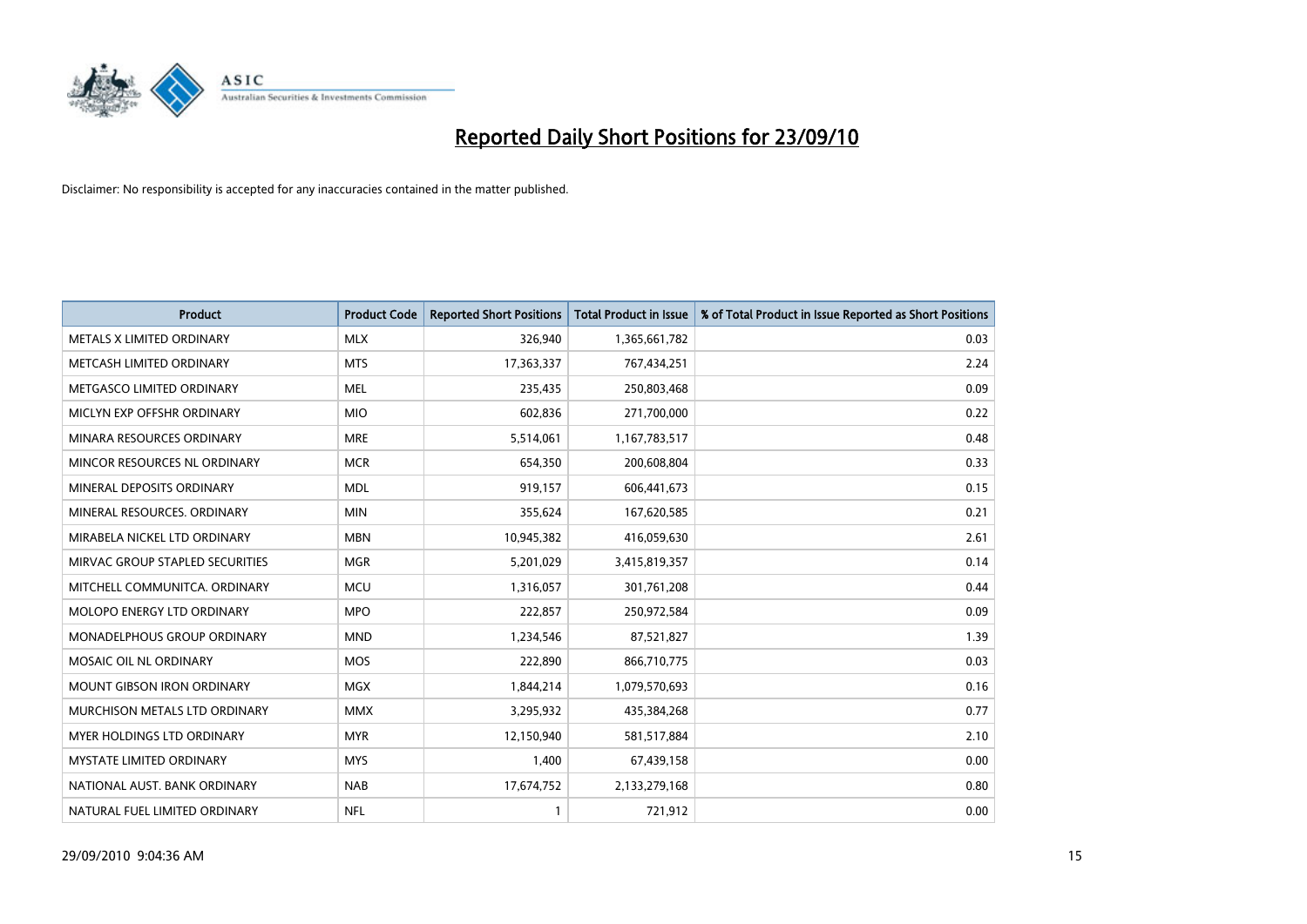# Reported Daily Short Positions for 23/09/10

Disclaimer: No responsibility is accepted for any inaccuracies contained in the matter published.

| Product | Product Code | Reported Short Positions | Total Product in Issue | % of Total Product in Issue Reported as Short Positions |
|---|---|---|---|---|
| METALS X LIMITED ORDINARY | MLX | 326,940 | 1,365,661,782 | 0.03 |
| METCASH LIMITED ORDINARY | MTS | 17,363,337 | 767,434,251 | 2.24 |
| METGASCO LIMITED ORDINARY | MEL | 235,435 | 250,803,468 | 0.09 |
| MICLYN EXP OFFSHR ORDINARY | MIO | 602,836 | 271,700,000 | 0.22 |
| MINARA RESOURCES ORDINARY | MRE | 5,514,061 | 1,167,783,517 | 0.48 |
| MINCOR RESOURCES NL ORDINARY | MCR | 654,350 | 200,608,804 | 0.33 |
| MINERAL DEPOSITS ORDINARY | MDL | 919,157 | 606,441,673 | 0.15 |
| MINERAL RESOURCES. ORDINARY | MIN | 355,624 | 167,620,585 | 0.21 |
| MIRABELA NICKEL LTD ORDINARY | MBN | 10,945,382 | 416,059,630 | 2.61 |
| MIRVAC GROUP STAPLED SECURITIES | MGR | 5,201,029 | 3,415,819,357 | 0.14 |
| MITCHELL COMMUNITCA. ORDINARY | MCU | 1,316,057 | 301,761,208 | 0.44 |
| MOLOPO ENERGY LTD ORDINARY | MPO | 222,857 | 250,972,584 | 0.09 |
| MONADELPHOUS GROUP ORDINARY | MND | 1,234,546 | 87,521,827 | 1.39 |
| MOSAIC OIL NL ORDINARY | MOS | 222,890 | 866,710,775 | 0.03 |
| MOUNT GIBSON IRON ORDINARY | MGX | 1,844,214 | 1,079,570,693 | 0.16 |
| MURCHISON METALS LTD ORDINARY | MMX | 3,295,932 | 435,384,268 | 0.77 |
| MYER HOLDINGS LTD ORDINARY | MYR | 12,150,940 | 581,517,884 | 2.10 |
| MYSTATE LIMITED ORDINARY | MYS | 1,400 | 67,439,158 | 0.00 |
| NATIONAL AUST. BANK ORDINARY | NAB | 17,674,752 | 2,133,279,168 | 0.80 |
| NATURAL FUEL LIMITED ORDINARY | NFL | 1 | 721,912 | 0.00 |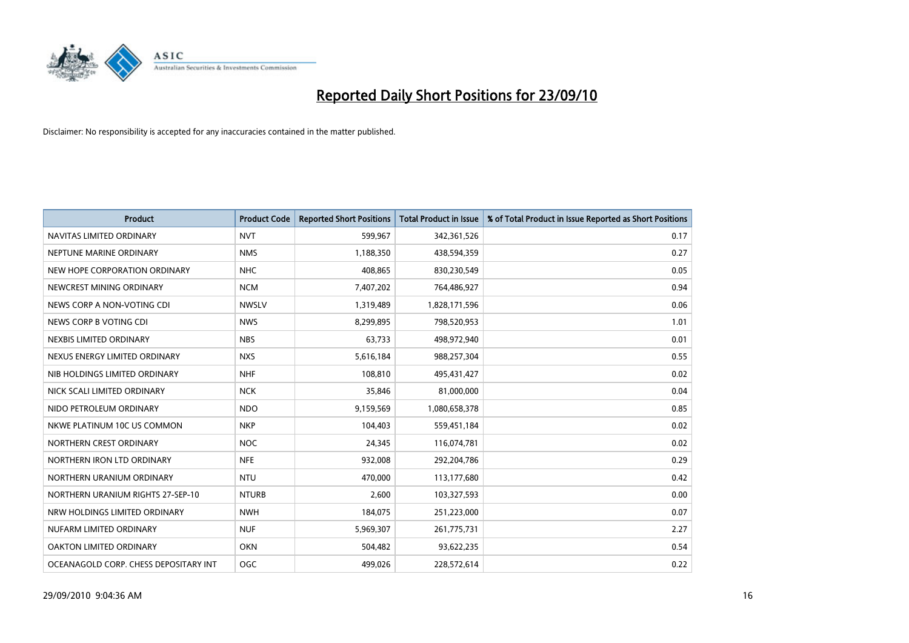# Reported Daily Short Positions for 23/09/10

Disclaimer: No responsibility is accepted for any inaccuracies contained in the matter published.

| Product | Product Code | Reported Short Positions | Total Product in Issue | % of Total Product in Issue Reported as Short Positions |
|---|---|---|---|---|
| NAVITAS LIMITED ORDINARY | NVT | 599,967 | 342,361,526 | 0.17 |
| NEPTUNE MARINE ORDINARY | NMS | 1,188,350 | 438,594,359 | 0.27 |
| NEW HOPE CORPORATION ORDINARY | NHC | 408,865 | 830,230,549 | 0.05 |
| NEWCREST MINING ORDINARY | NCM | 7,407,202 | 764,486,927 | 0.94 |
| NEWS CORP A NON-VOTING CDI | NWSLV | 1,319,489 | 1,828,171,596 | 0.06 |
| NEWS CORP B VOTING CDI | NWS | 8,299,895 | 798,520,953 | 1.01 |
| NEXBIS LIMITED ORDINARY | NBS | 63,733 | 498,972,940 | 0.01 |
| NEXUS ENERGY LIMITED ORDINARY | NXS | 5,616,184 | 988,257,304 | 0.55 |
| NIB HOLDINGS LIMITED ORDINARY | NHF | 108,810 | 495,431,427 | 0.02 |
| NICK SCALI LIMITED ORDINARY | NCK | 35,846 | 81,000,000 | 0.04 |
| NIDO PETROLEUM ORDINARY | NDO | 9,159,569 | 1,080,658,378 | 0.85 |
| NKWE PLATINUM 10C US COMMON | NKP | 104,403 | 559,451,184 | 0.02 |
| NORTHERN CREST ORDINARY | NOC | 24,345 | 116,074,781 | 0.02 |
| NORTHERN IRON LTD ORDINARY | NFE | 932,008 | 292,204,786 | 0.29 |
| NORTHERN URANIUM ORDINARY | NTU | 470,000 | 113,177,680 | 0.42 |
| NORTHERN URANIUM RIGHTS 27-SEP-10 | NTURB | 2,600 | 103,327,593 | 0.00 |
| NRW HOLDINGS LIMITED ORDINARY | NWH | 184,075 | 251,223,000 | 0.07 |
| NUFARM LIMITED ORDINARY | NUF | 5,969,307 | 261,775,731 | 2.27 |
| OAKTON LIMITED ORDINARY | OKN | 504,482 | 93,622,235 | 0.54 |
| OCEANAGOLD CORP. CHESS DEPOSITARY INT | OGC | 499,026 | 228,572,614 | 0.22 |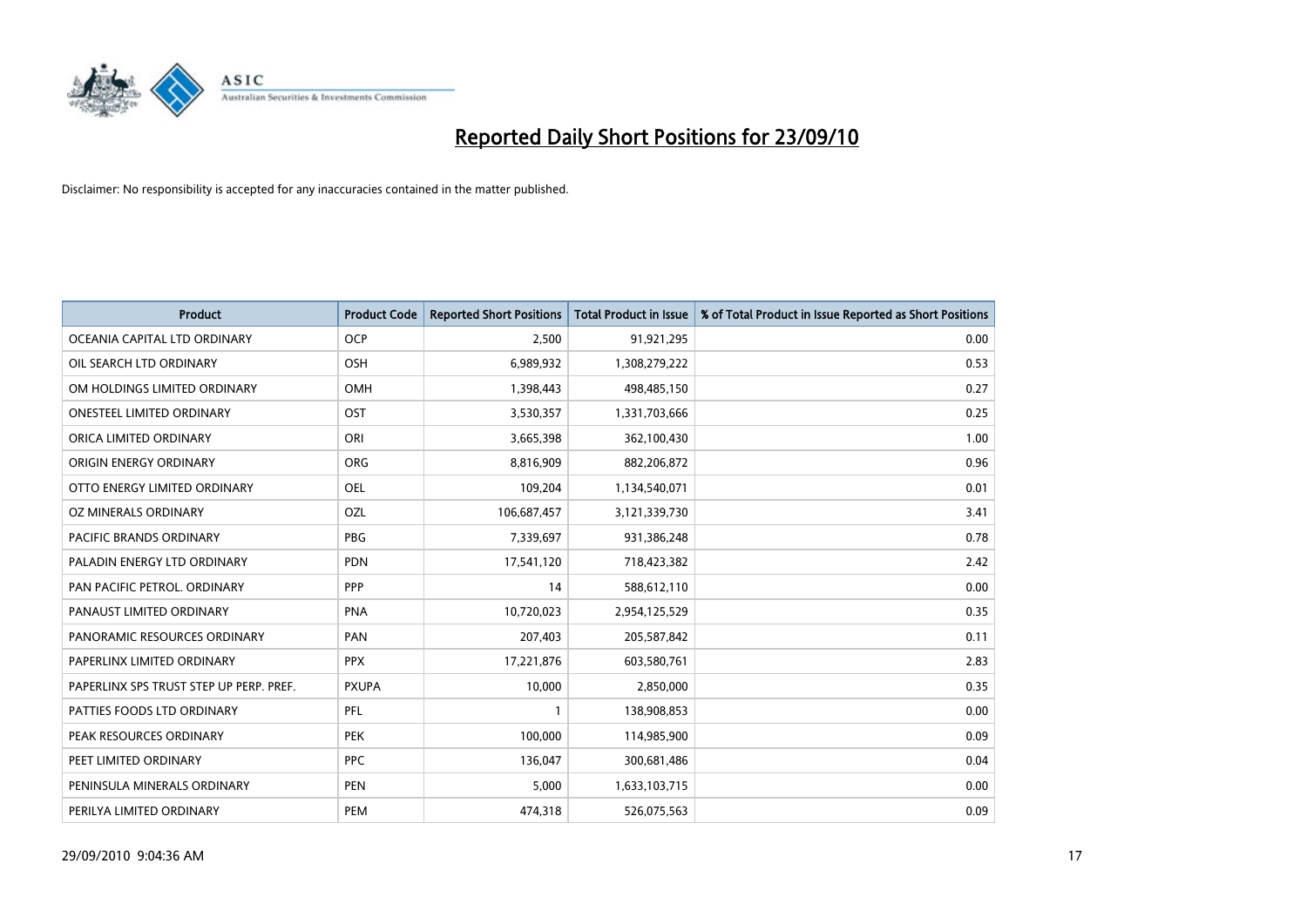# Reported Daily Short Positions for 23/09/10

Disclaimer: No responsibility is accepted for any inaccuracies contained in the matter published.

| Product | Product Code | Reported Short Positions | Total Product in Issue | % of Total Product in Issue Reported as Short Positions |
|---|---|---|---|---|
| OCEANIA CAPITAL LTD ORDINARY | OCP | 2,500 | 91,921,295 | 0.00 |
| OIL SEARCH LTD ORDINARY | OSH | 6,989,932 | 1,308,279,222 | 0.53 |
| OM HOLDINGS LIMITED ORDINARY | OMH | 1,398,443 | 498,485,150 | 0.27 |
| ONESTEEL LIMITED ORDINARY | OST | 3,530,357 | 1,331,703,666 | 0.25 |
| ORICA LIMITED ORDINARY | ORI | 3,665,398 | 362,100,430 | 1.00 |
| ORIGIN ENERGY ORDINARY | ORG | 8,816,909 | 882,206,872 | 0.96 |
| OTTO ENERGY LIMITED ORDINARY | OEL | 109,204 | 1,134,540,071 | 0.01 |
| OZ MINERALS ORDINARY | OZL | 106,687,457 | 3,121,339,730 | 3.41 |
| PACIFIC BRANDS ORDINARY | PBG | 7,339,697 | 931,386,248 | 0.78 |
| PALADIN ENERGY LTD ORDINARY | PDN | 17,541,120 | 718,423,382 | 2.42 |
| PAN PACIFIC PETROL. ORDINARY | PPP | 14 | 588,612,110 | 0.00 |
| PANAUST LIMITED ORDINARY | PNA | 10,720,023 | 2,954,125,529 | 0.35 |
| PANORAMIC RESOURCES ORDINARY | PAN | 207,403 | 205,587,842 | 0.11 |
| PAPERLINX LIMITED ORDINARY | PPX | 17,221,876 | 603,580,761 | 2.83 |
| PAPERLINX SPS TRUST STEP UP PERP. PREF. | PXUPA | 10,000 | 2,850,000 | 0.35 |
| PATTIES FOODS LTD ORDINARY | PFL | 1 | 138,908,853 | 0.00 |
| PEAK RESOURCES ORDINARY | PEK | 100,000 | 114,985,900 | 0.09 |
| PEET LIMITED ORDINARY | PPC | 136,047 | 300,681,486 | 0.04 |
| PENINSULA MINERALS ORDINARY | PEN | 5,000 | 1,633,103,715 | 0.00 |
| PERILYA LIMITED ORDINARY | PEM | 474,318 | 526,075,563 | 0.09 |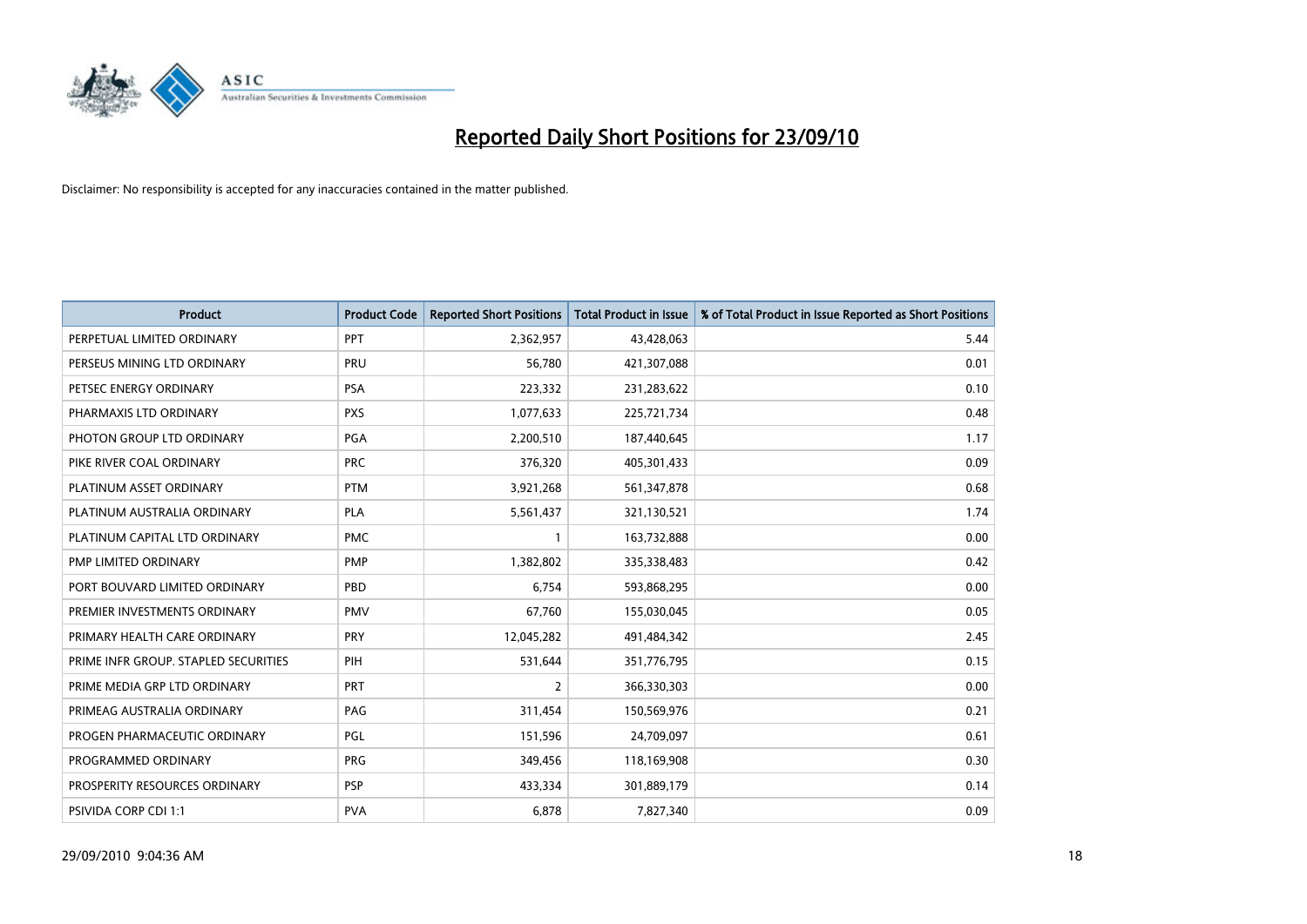# Reported Daily Short Positions for 23/09/10

Disclaimer: No responsibility is accepted for any inaccuracies contained in the matter published.

| Product | Product Code | Reported Short Positions | Total Product in Issue | % of Total Product in Issue Reported as Short Positions |
|---|---|---|---|---|
| PERPETUAL LIMITED ORDINARY | PPT | 2,362,957 | 43,428,063 | 5.44 |
| PERSEUS MINING LTD ORDINARY | PRU | 56,780 | 421,307,088 | 0.01 |
| PETSEC ENERGY ORDINARY | PSA | 223,332 | 231,283,622 | 0.10 |
| PHARMAXIS LTD ORDINARY | PXS | 1,077,633 | 225,721,734 | 0.48 |
| PHOTON GROUP LTD ORDINARY | PGA | 2,200,510 | 187,440,645 | 1.17 |
| PIKE RIVER COAL ORDINARY | PRC | 376,320 | 405,301,433 | 0.09 |
| PLATINUM ASSET ORDINARY | PTM | 3,921,268 | 561,347,878 | 0.68 |
| PLATINUM AUSTRALIA ORDINARY | PLA | 5,561,437 | 321,130,521 | 1.74 |
| PLATINUM CAPITAL LTD ORDINARY | PMC | 1 | 163,732,888 | 0.00 |
| PMP LIMITED ORDINARY | PMP | 1,382,802 | 335,338,483 | 0.42 |
| PORT BOUVARD LIMITED ORDINARY | PBD | 6,754 | 593,868,295 | 0.00 |
| PREMIER INVESTMENTS ORDINARY | PMV | 67,760 | 155,030,045 | 0.05 |
| PRIMARY HEALTH CARE ORDINARY | PRY | 12,045,282 | 491,484,342 | 2.45 |
| PRIME INFR GROUP. STAPLED SECURITIES | PIH | 531,644 | 351,776,795 | 0.15 |
| PRIME MEDIA GRP LTD ORDINARY | PRT | 2 | 366,330,303 | 0.00 |
| PRIMEAG AUSTRALIA ORDINARY | PAG | 311,454 | 150,569,976 | 0.21 |
| PROGEN PHARMACEUTIC ORDINARY | PGL | 151,596 | 24,709,097 | 0.61 |
| PROGRAMMED ORDINARY | PRG | 349,456 | 118,169,908 | 0.30 |
| PROSPERITY RESOURCES ORDINARY | PSP | 433,334 | 301,889,179 | 0.14 |
| PSIVIDA CORP CDI 1:1 | PVA | 6,878 | 7,827,340 | 0.09 |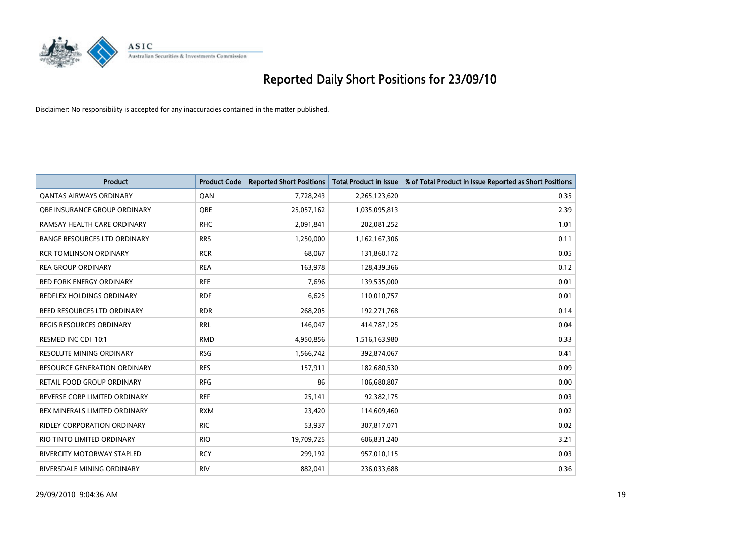# Reported Daily Short Positions for 23/09/10

Disclaimer: No responsibility is accepted for any inaccuracies contained in the matter published.

| Product | Product Code | Reported Short Positions | Total Product in Issue | % of Total Product in Issue Reported as Short Positions |
|---|---|---|---|---|
| QANTAS AIRWAYS ORDINARY | QAN | 7,728,243 | 2,265,123,620 | 0.35 |
| QBE INSURANCE GROUP ORDINARY | QBE | 25,057,162 | 1,035,095,813 | 2.39 |
| RAMSAY HEALTH CARE ORDINARY | RHC | 2,091,841 | 202,081,252 | 1.01 |
| RANGE RESOURCES LTD ORDINARY | RRS | 1,250,000 | 1,162,167,306 | 0.11 |
| RCR TOMLINSON ORDINARY | RCR | 68,067 | 131,860,172 | 0.05 |
| REA GROUP ORDINARY | REA | 163,978 | 128,439,366 | 0.12 |
| RED FORK ENERGY ORDINARY | RFE | 7,696 | 139,535,000 | 0.01 |
| REDFLEX HOLDINGS ORDINARY | RDF | 6,625 | 110,010,757 | 0.01 |
| REED RESOURCES LTD ORDINARY | RDR | 268,205 | 192,271,768 | 0.14 |
| REGIS RESOURCES ORDINARY | RRL | 146,047 | 414,787,125 | 0.04 |
| RESMED INC CDI 10:1 | RMD | 4,950,856 | 1,516,163,980 | 0.33 |
| RESOLUTE MINING ORDINARY | RSG | 1,566,742 | 392,874,067 | 0.41 |
| RESOURCE GENERATION ORDINARY | RES | 157,911 | 182,680,530 | 0.09 |
| RETAIL FOOD GROUP ORDINARY | RFG | 86 | 106,680,807 | 0.00 |
| REVERSE CORP LIMITED ORDINARY | REF | 25,141 | 92,382,175 | 0.03 |
| REX MINERALS LIMITED ORDINARY | RXM | 23,420 | 114,609,460 | 0.02 |
| RIDLEY CORPORATION ORDINARY | RIC | 53,937 | 307,817,071 | 0.02 |
| RIO TINTO LIMITED ORDINARY | RIO | 19,709,725 | 606,831,240 | 3.21 |
| RIVERCITY MOTORWAY STAPLED | RCY | 299,192 | 957,010,115 | 0.03 |
| RIVERSDALE MINING ORDINARY | RIV | 882,041 | 236,033,688 | 0.36 |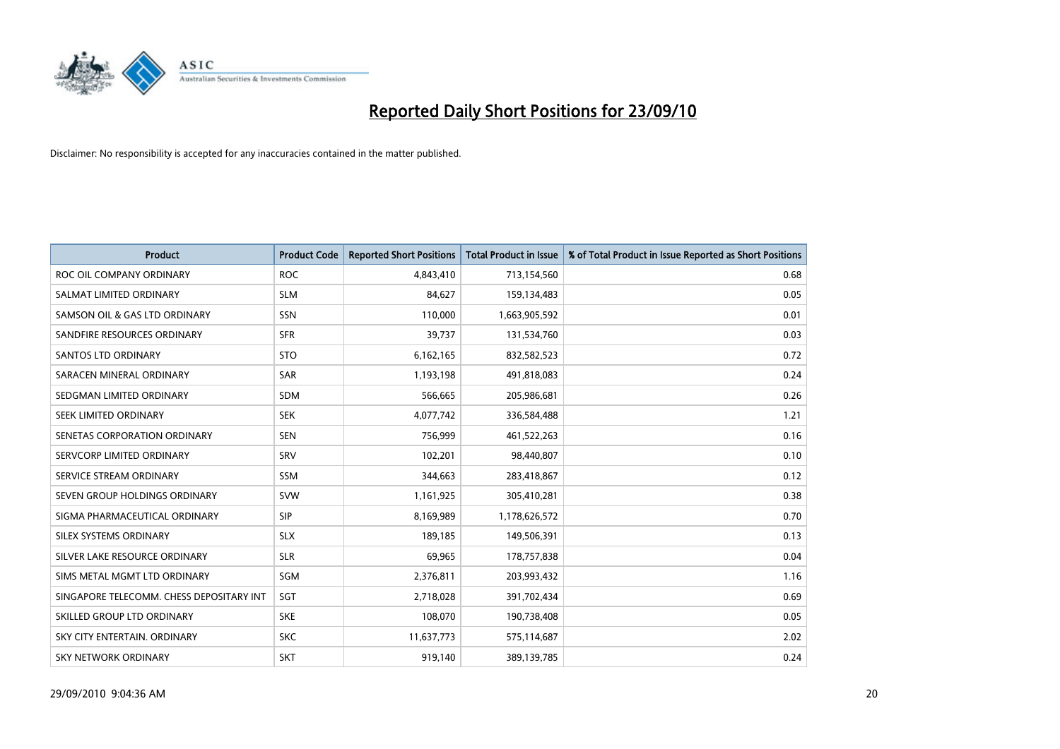# Reported Daily Short Positions for 23/09/10

Disclaimer: No responsibility is accepted for any inaccuracies contained in the matter published.

| Product | Product Code | Reported Short Positions | Total Product in Issue | % of Total Product in Issue Reported as Short Positions |
|---|---|---|---|---|
| ROC OIL COMPANY ORDINARY | ROC | 4,843,410 | 713,154,560 | 0.68 |
| SALMAT LIMITED ORDINARY | SLM | 84,627 | 159,134,483 | 0.05 |
| SAMSON OIL & GAS LTD ORDINARY | SSN | 110,000 | 1,663,905,592 | 0.01 |
| SANDFIRE RESOURCES ORDINARY | SFR | 39,737 | 131,534,760 | 0.03 |
| SANTOS LTD ORDINARY | STO | 6,162,165 | 832,582,523 | 0.72 |
| SARACEN MINERAL ORDINARY | SAR | 1,193,198 | 491,818,083 | 0.24 |
| SEDGMAN LIMITED ORDINARY | SDM | 566,665 | 205,986,681 | 0.26 |
| SEEK LIMITED ORDINARY | SEK | 4,077,742 | 336,584,488 | 1.21 |
| SENETAS CORPORATION ORDINARY | SEN | 756,999 | 461,522,263 | 0.16 |
| SERVCORP LIMITED ORDINARY | SRV | 102,201 | 98,440,807 | 0.10 |
| SERVICE STREAM ORDINARY | SSM | 344,663 | 283,418,867 | 0.12 |
| SEVEN GROUP HOLDINGS ORDINARY | SVW | 1,161,925 | 305,410,281 | 0.38 |
| SIGMA PHARMACEUTICAL ORDINARY | SIP | 8,169,989 | 1,178,626,572 | 0.70 |
| SILEX SYSTEMS ORDINARY | SLX | 189,185 | 149,506,391 | 0.13 |
| SILVER LAKE RESOURCE ORDINARY | SLR | 69,965 | 178,757,838 | 0.04 |
| SIMS METAL MGMT LTD ORDINARY | SGM | 2,376,811 | 203,993,432 | 1.16 |
| SINGAPORE TELECOMM. CHESS DEPOSITARY INT | SGT | 2,718,028 | 391,702,434 | 0.69 |
| SKILLED GROUP LTD ORDINARY | SKE | 108,070 | 190,738,408 | 0.05 |
| SKY CITY ENTERTAIN. ORDINARY | SKC | 11,637,773 | 575,114,687 | 2.02 |
| SKY NETWORK ORDINARY | SKT | 919,140 | 389,139,785 | 0.24 |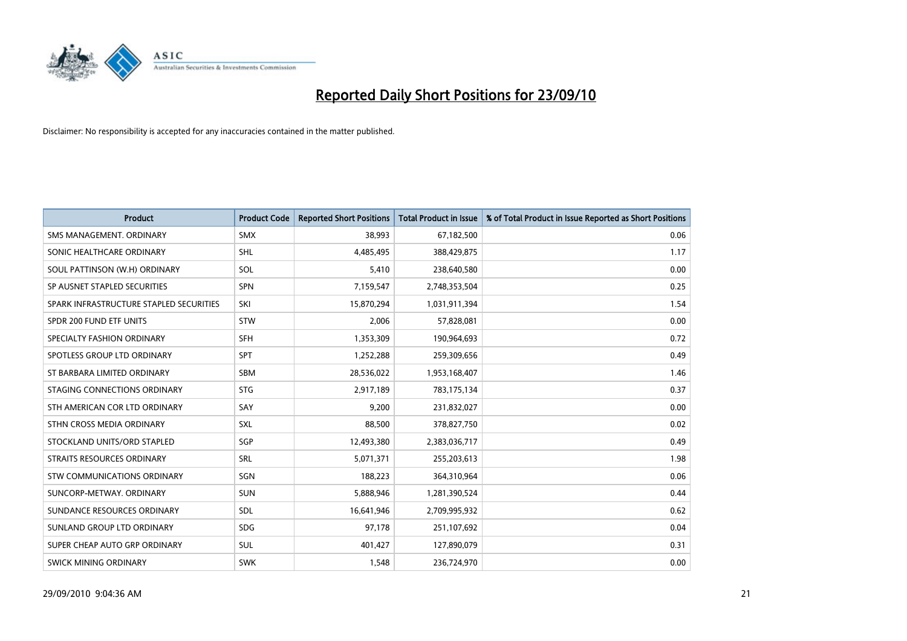# Reported Daily Short Positions for 23/09/10

Disclaimer: No responsibility is accepted for any inaccuracies contained in the matter published.

| Product | Product Code | Reported Short Positions | Total Product in Issue | % of Total Product in Issue Reported as Short Positions |
|---|---|---|---|---|
| SMS MANAGEMENT. ORDINARY | SMX | 38,993 | 67,182,500 | 0.06 |
| SONIC HEALTHCARE ORDINARY | SHL | 4,485,495 | 388,429,875 | 1.17 |
| SOUL PATTINSON (W.H) ORDINARY | SOL | 5,410 | 238,640,580 | 0.00 |
| SP AUSNET STAPLED SECURITIES | SPN | 7,159,547 | 2,748,353,504 | 0.25 |
| SPARK INFRASTRUCTURE STAPLED SECURITIES | SKI | 15,870,294 | 1,031,911,394 | 1.54 |
| SPDR 200 FUND ETF UNITS | STW | 2,006 | 57,828,081 | 0.00 |
| SPECIALTY FASHION ORDINARY | SFH | 1,353,309 | 190,964,693 | 0.72 |
| SPOTLESS GROUP LTD ORDINARY | SPT | 1,252,288 | 259,309,656 | 0.49 |
| ST BARBARA LIMITED ORDINARY | SBM | 28,536,022 | 1,953,168,407 | 1.46 |
| STAGING CONNECTIONS ORDINARY | STG | 2,917,189 | 783,175,134 | 0.37 |
| STH AMERICAN COR LTD ORDINARY | SAY | 9,200 | 231,832,027 | 0.00 |
| STHN CROSS MEDIA ORDINARY | SXL | 88,500 | 378,827,750 | 0.02 |
| STOCKLAND UNITS/ORD STAPLED | SGP | 12,493,380 | 2,383,036,717 | 0.49 |
| STRAITS RESOURCES ORDINARY | SRL | 5,071,371 | 255,203,613 | 1.98 |
| STW COMMUNICATIONS ORDINARY | SGN | 188,223 | 364,310,964 | 0.06 |
| SUNCORP-METWAY. ORDINARY | SUN | 5,888,946 | 1,281,390,524 | 0.44 |
| SUNDANCE RESOURCES ORDINARY | SDL | 16,641,946 | 2,709,995,932 | 0.62 |
| SUNLAND GROUP LTD ORDINARY | SDG | 97,178 | 251,107,692 | 0.04 |
| SUPER CHEAP AUTO GRP ORDINARY | SUL | 401,427 | 127,890,079 | 0.31 |
| SWICK MINING ORDINARY | SWK | 1,548 | 236,724,970 | 0.00 |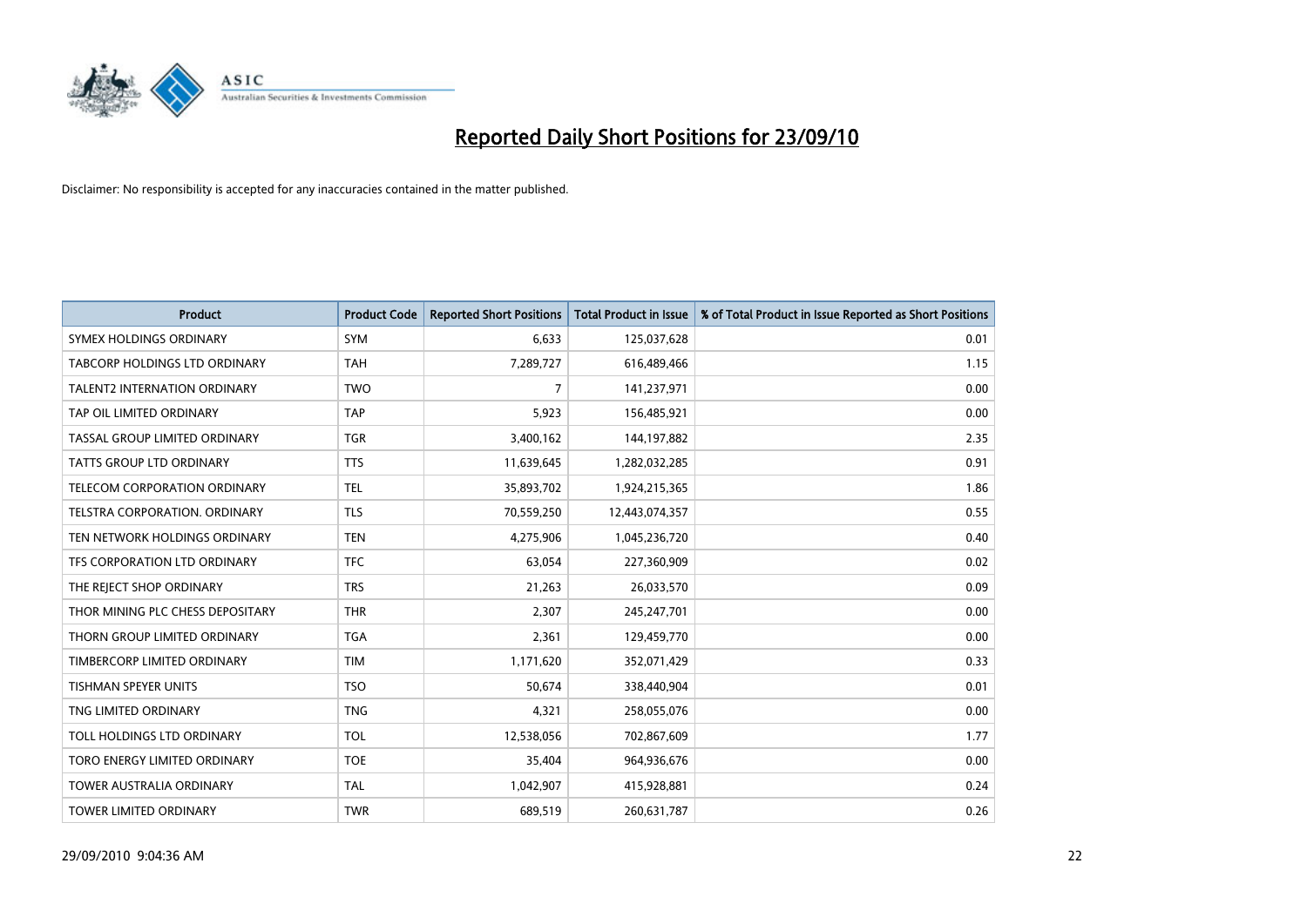# Reported Daily Short Positions for 23/09/10

Disclaimer: No responsibility is accepted for any inaccuracies contained in the matter published.

| Product | Product Code | Reported Short Positions | Total Product in Issue | % of Total Product in Issue Reported as Short Positions |
|---|---|---|---|---|
| SYMEX HOLDINGS ORDINARY | SYM | 6,633 | 125,037,628 | 0.01 |
| TABCORP HOLDINGS LTD ORDINARY | TAH | 7,289,727 | 616,489,466 | 1.15 |
| TALENT2 INTERNATION ORDINARY | TWO | 7 | 141,237,971 | 0.00 |
| TAP OIL LIMITED ORDINARY | TAP | 5,923 | 156,485,921 | 0.00 |
| TASSAL GROUP LIMITED ORDINARY | TGR | 3,400,162 | 144,197,882 | 2.35 |
| TATTS GROUP LTD ORDINARY | TTS | 11,639,645 | 1,282,032,285 | 0.91 |
| TELECOM CORPORATION ORDINARY | TEL | 35,893,702 | 1,924,215,365 | 1.86 |
| TELSTRA CORPORATION. ORDINARY | TLS | 70,559,250 | 12,443,074,357 | 0.55 |
| TEN NETWORK HOLDINGS ORDINARY | TEN | 4,275,906 | 1,045,236,720 | 0.40 |
| TFS CORPORATION LTD ORDINARY | TFC | 63,054 | 227,360,909 | 0.02 |
| THE REJECT SHOP ORDINARY | TRS | 21,263 | 26,033,570 | 0.09 |
| THOR MINING PLC CHESS DEPOSITARY | THR | 2,307 | 245,247,701 | 0.00 |
| THORN GROUP LIMITED ORDINARY | TGA | 2,361 | 129,459,770 | 0.00 |
| TIMBERCORP LIMITED ORDINARY | TIM | 1,171,620 | 352,071,429 | 0.33 |
| TISHMAN SPEYER UNITS | TSO | 50,674 | 338,440,904 | 0.01 |
| TNG LIMITED ORDINARY | TNG | 4,321 | 258,055,076 | 0.00 |
| TOLL HOLDINGS LTD ORDINARY | TOL | 12,538,056 | 702,867,609 | 1.77 |
| TORO ENERGY LIMITED ORDINARY | TOE | 35,404 | 964,936,676 | 0.00 |
| TOWER AUSTRALIA ORDINARY | TAL | 1,042,907 | 415,928,881 | 0.24 |
| TOWER LIMITED ORDINARY | TWR | 689,519 | 260,631,787 | 0.26 |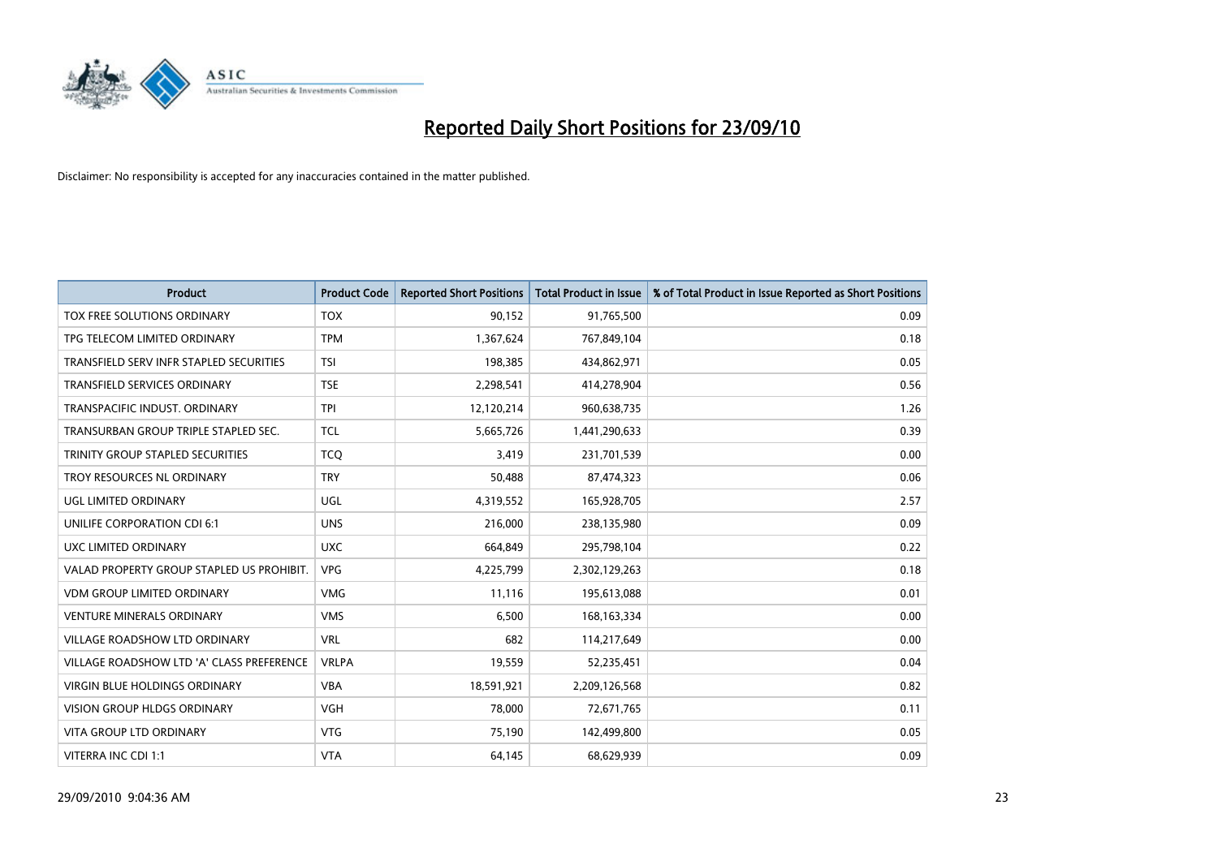# Reported Daily Short Positions for 23/09/10

Disclaimer: No responsibility is accepted for any inaccuracies contained in the matter published.

| Product | Product Code | Reported Short Positions | Total Product in Issue | % of Total Product in Issue Reported as Short Positions |
|---|---|---|---|---|
| TOX FREE SOLUTIONS ORDINARY | TOX | 90,152 | 91,765,500 | 0.09 |
| TPG TELECOM LIMITED ORDINARY | TPM | 1,367,624 | 767,849,104 | 0.18 |
| TRANSFIELD SERV INFR STAPLED SECURITIES | TSI | 198,385 | 434,862,971 | 0.05 |
| TRANSFIELD SERVICES ORDINARY | TSE | 2,298,541 | 414,278,904 | 0.56 |
| TRANSPACIFIC INDUST. ORDINARY | TPI | 12,120,214 | 960,638,735 | 1.26 |
| TRANSURBAN GROUP TRIPLE STAPLED SEC. | TCL | 5,665,726 | 1,441,290,633 | 0.39 |
| TRINITY GROUP STAPLED SECURITIES | TCQ | 3,419 | 231,701,539 | 0.00 |
| TROY RESOURCES NL ORDINARY | TRY | 50,488 | 87,474,323 | 0.06 |
| UGL LIMITED ORDINARY | UGL | 4,319,552 | 165,928,705 | 2.57 |
| UNILIFE CORPORATION CDI 6:1 | UNS | 216,000 | 238,135,980 | 0.09 |
| UXC LIMITED ORDINARY | UXC | 664,849 | 295,798,104 | 0.22 |
| VALAD PROPERTY GROUP STAPLED US PROHIBIT. | VPG | 4,225,799 | 2,302,129,263 | 0.18 |
| VDM GROUP LIMITED ORDINARY | VMG | 11,116 | 195,613,088 | 0.01 |
| VENTURE MINERALS ORDINARY | VMS | 6,500 | 168,163,334 | 0.00 |
| VILLAGE ROADSHOW LTD ORDINARY | VRL | 682 | 114,217,649 | 0.00 |
| VILLAGE ROADSHOW LTD 'A' CLASS PREFERENCE | VRLPA | 19,559 | 52,235,451 | 0.04 |
| VIRGIN BLUE HOLDINGS ORDINARY | VBA | 18,591,921 | 2,209,126,568 | 0.82 |
| VISION GROUP HLDGS ORDINARY | VGH | 78,000 | 72,671,765 | 0.11 |
| VITA GROUP LTD ORDINARY | VTG | 75,190 | 142,499,800 | 0.05 |
| VITERRA INC CDI 1:1 | VTA | 64,145 | 68,629,939 | 0.09 |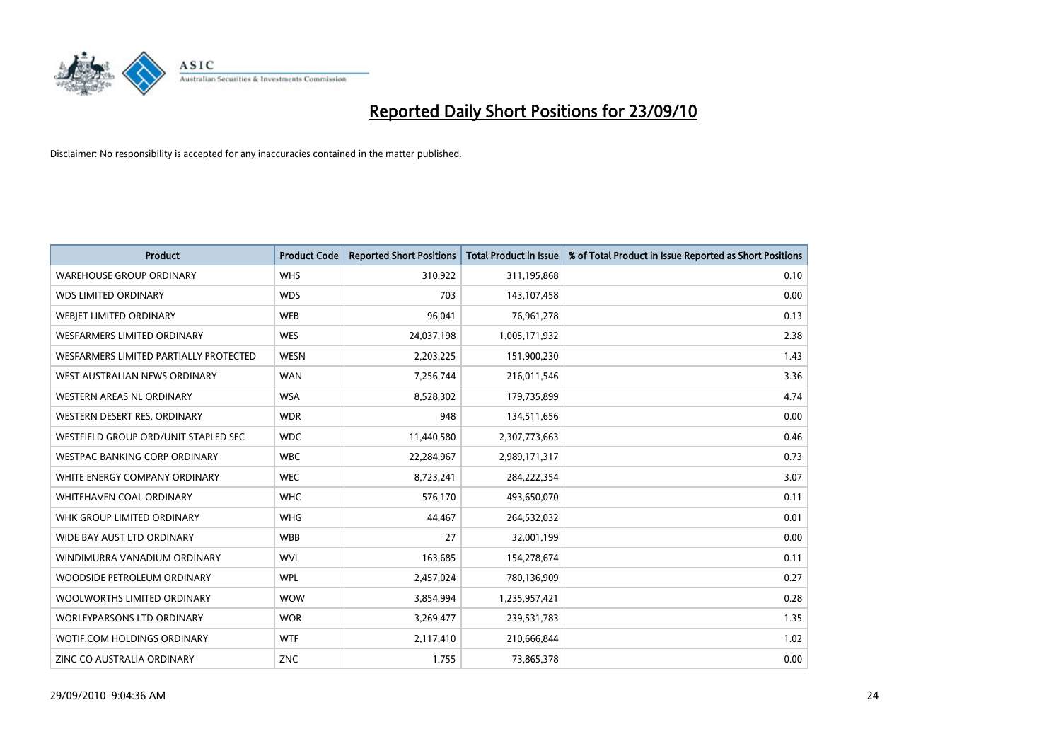# Reported Daily Short Positions for 23/09/10

Disclaimer: No responsibility is accepted for any inaccuracies contained in the matter published.

| Product | Product Code | Reported Short Positions | Total Product in Issue | % of Total Product in Issue Reported as Short Positions |
| --- | --- | --- | --- | --- |
| WAREHOUSE GROUP ORDINARY | WHS | 310,922 | 311,195,868 | 0.10 |
| WDS LIMITED ORDINARY | WDS | 703 | 143,107,458 | 0.00 |
| WEBJET LIMITED ORDINARY | WEB | 96,041 | 76,961,278 | 0.13 |
| WESFARMERS LIMITED ORDINARY | WES | 24,037,198 | 1,005,171,932 | 2.38 |
| WESFARMERS LIMITED PARTIALLY PROTECTED | WESN | 2,203,225 | 151,900,230 | 1.43 |
| WEST AUSTRALIAN NEWS ORDINARY | WAN | 7,256,744 | 216,011,546 | 3.36 |
| WESTERN AREAS NL ORDINARY | WSA | 8,528,302 | 179,735,899 | 4.74 |
| WESTERN DESERT RES. ORDINARY | WDR | 948 | 134,511,656 | 0.00 |
| WESTFIELD GROUP ORD/UNIT STAPLED SEC | WDC | 11,440,580 | 2,307,773,663 | 0.46 |
| WESTPAC BANKING CORP ORDINARY | WBC | 22,284,967 | 2,989,171,317 | 0.73 |
| WHITE ENERGY COMPANY ORDINARY | WEC | 8,723,241 | 284,222,354 | 3.07 |
| WHITEHAVEN COAL ORDINARY | WHC | 576,170 | 493,650,070 | 0.11 |
| WHK GROUP LIMITED ORDINARY | WHG | 44,467 | 264,532,032 | 0.01 |
| WIDE BAY AUST LTD ORDINARY | WBB | 27 | 32,001,199 | 0.00 |
| WINDIMURRA VANADIUM ORDINARY | WVL | 163,685 | 154,278,674 | 0.11 |
| WOODSIDE PETROLEUM ORDINARY | WPL | 2,457,024 | 780,136,909 | 0.27 |
| WOOLWORTHS LIMITED ORDINARY | WOW | 3,854,994 | 1,235,957,421 | 0.28 |
| WORLEYPARSONS LTD ORDINARY | WOR | 3,269,477 | 239,531,783 | 1.35 |
| WOTIF.COM HOLDINGS ORDINARY | WTF | 2,117,410 | 210,666,844 | 1.02 |
| ZINC CO AUSTRALIA ORDINARY | ZNC | 1,755 | 73,865,378 | 0.00 |